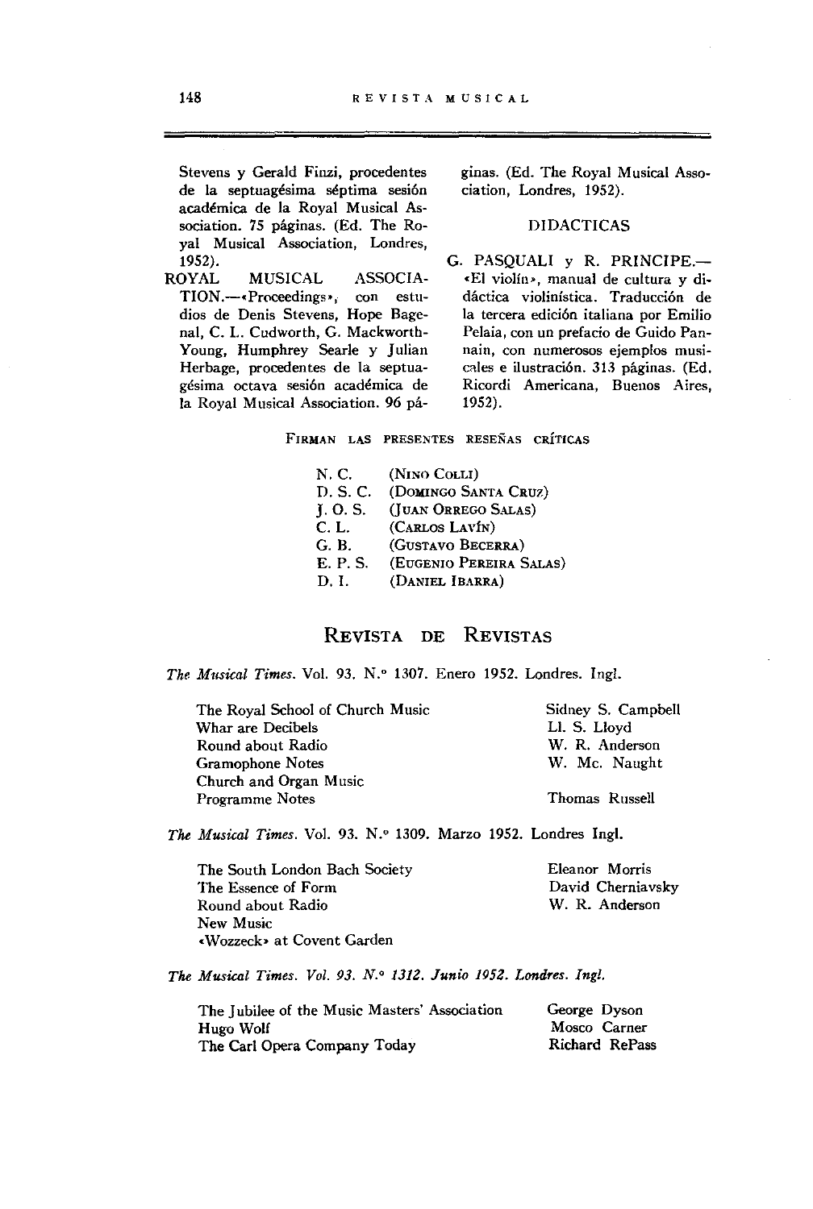Stevens y Gerald Finzi, procedentes de la septuagésima séptima sesión académica de la Royal Musical Association. 75 páginas. (Ed. The Royal Musical Association, Londres, 1952).

ROYAL MUSICAL ASSOCIATION.—«Proceedings», con estudios de Denis Stevens, Hope Bagenal, C. L. Cudworth, G. Mackworth-Young, Humphrey Searle y Julian Herbage, procedentes de la septuagésima octava sesión académica de la Royal Musical Association. 96 páginas. (Ed. The Royal Musical Association, Londres, 1952).

### DIDACTICAS

G. PASQUALI y R. PRINCIPE.—«El violín», manual de cultura y didáctica violinística. Traducción de la tercera edición italiana por Emilio Pelaia, con un prefacio de Guido Pannain, con numerosos ejemplos musicales e ilustración. 313 páginas. (Ed. Ricordi Americana, Buenos Aires, 1952).

FIRMAN LAS PRESENTES RESEÑAS CRÍTICAS

N. C. (NINO COLLI)
D. S. C. (DOMINGO SANTA CRUZ)
J. O. S. (JUAN ORREGO SALAS)
C. L. (CARLOS LAVÍN)
G. B. (GUSTAVO BECERRA)
E. P. S. (EUGENIO PEREIRA SALAS)
D. I. (DANIEL IBARRA)

## REVISTA DE REVISTAS

*The Musical Times*. Vol. 93. N.° 1307. Enero 1952. Londres. Ingl.

| | |
|---|---|
| The Royal School of Church Music | Sidney S. Campbell |
| Whar are Decibels | Ll. S. Lloyd |
| Round about Radio | W. R. Anderson |
| Gramophone Notes | W. Mc. Naught |
| Church and Organ Music | |
| Programme Notes | Thomas Russell |

*The Musical Times*. Vol. 93. N.° 1309. Marzo 1952. Londres Ingl.

| | |
|---|---|
| The South London Bach Society | Eleanor Morris |
| The Essence of Form | David Cherniavsky |
| Round about Radio | W. R. Anderson |
| New Music | |
| «Wozzeck» at Covent Garden | |

*The Musical Times. Vol. 93. N.° 1312. Junio 1952. Londres. Ingl.*

| | |
|---|---|
| The Jubilee of the Music Masters' Association | George Dyson |
| Hugo Wolf | Mosco Carner |
| The Carl Opera Company Today | Richard RePass |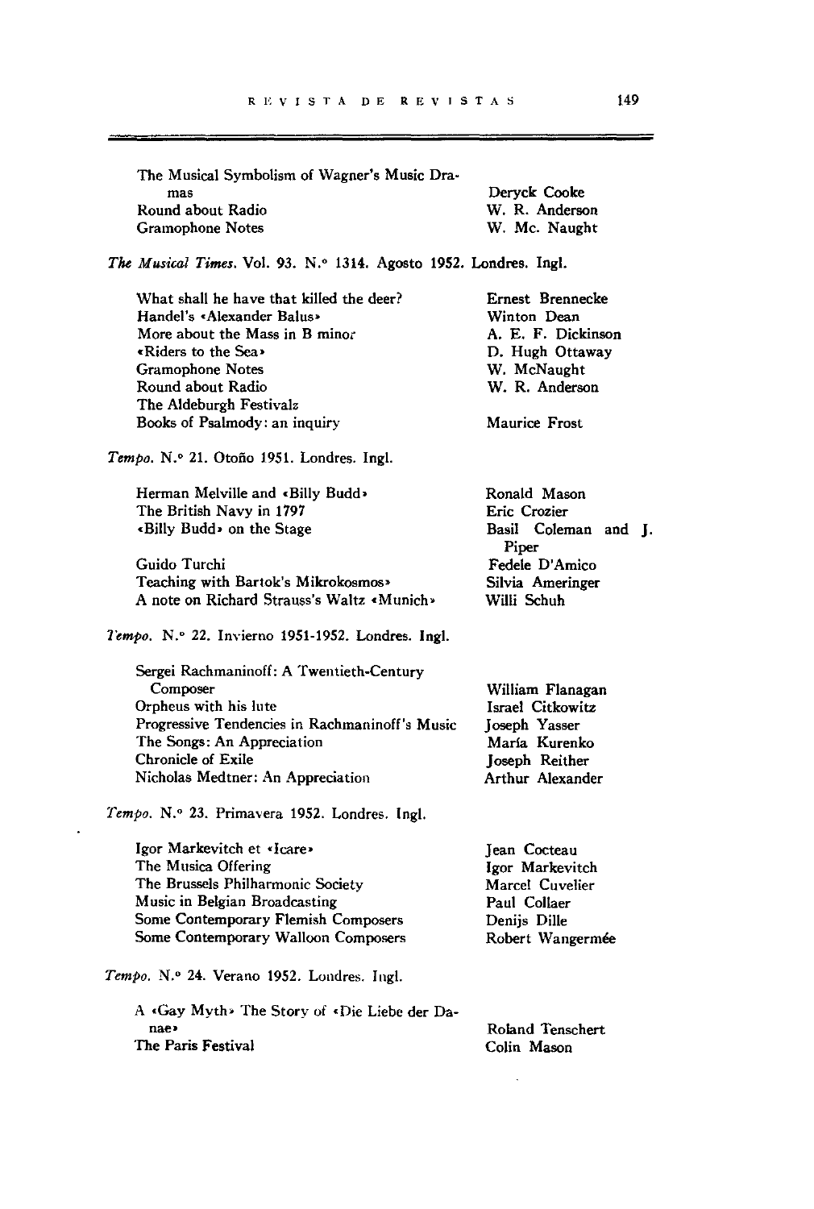| | |
|---|---|
| The Musical Symbolism of Wagner's Music Dramas | Deryck Cooke |
| Round about Radio | W. R. Anderson |
| Gramophone Notes | W. Mc. Naught |

*The Musical Times*. Vol. 93. N.° 1314. Agosto 1952. Londres. Ingl.

| | |
|---|---|
| What shall he have that killed the deer? | Ernest Brennecke |
| Handel's «Alexander Balus» | Winton Dean |
| More about the Mass in B minor | A. E. F. Dickinson |
| «Riders to the Sea» | D. Hugh Ottaway |
| Gramophone Notes | W. McNaught |
| Round about Radio | W. R. Anderson |
| The Aldeburgh Festivalz | |
| Books of Psalmody: an inquiry | Maurice Frost |

*Tempo*. N.° 21. Otoño 1951. Londres. Ingl.

| | |
|---|---|
| Herman Melville and «Billy Budd» | Ronald Mason |
| The British Navy in 1797 | Eric Crozier |
| «Billy Budd» on the Stage | Basil Coleman and J. Piper |
| Guido Turchi | Fedele D'Amico |
| Teaching with Bartok's Mikrokosmos» | Silvia Ameringer |
| A note on Richard Strauss's Waltz «Munich» | Willi Schuh |

*Tempo*. N.° 22. Invierno 1951-1952. Londres. Ingl.

| | |
|---|---|
| Sergei Rachmaninoff: A Twentieth-Century Composer | William Flanagan |
| Orpheus with his lute | Israel Citkowitz |
| Progressive Tendencies in Rachmaninoff's Music | Joseph Yasser |
| The Songs: An Appreciation | María Kurenko |
| Chronicle of Exile | Joseph Reither |
| Nicholas Medtner: An Appreciation | Arthur Alexander |

*Tempo*. N.° 23. Primavera 1952. Londres. Ingl.

| | |
|---|---|
| Igor Markevitch et «Icare» | Jean Cocteau |
| The Musica Offering | Igor Markevitch |
| The Brussels Philharmonic Society | Marcel Cuvelier |
| Music in Belgian Broadcasting | Paul Collaer |
| Some Contemporary Flemish Composers | Denijs Dille |
| Some Contemporary Walloon Composers | Robert Wangermée |

*Tempo*. N.° 24. Verano 1952. Londres. Ingl.

| | |
|---|---|
| A «Gay Myth» The Story of «Die Liebe der Danae» | Roland Tenschert |
| The Paris Festival | Colin Mason |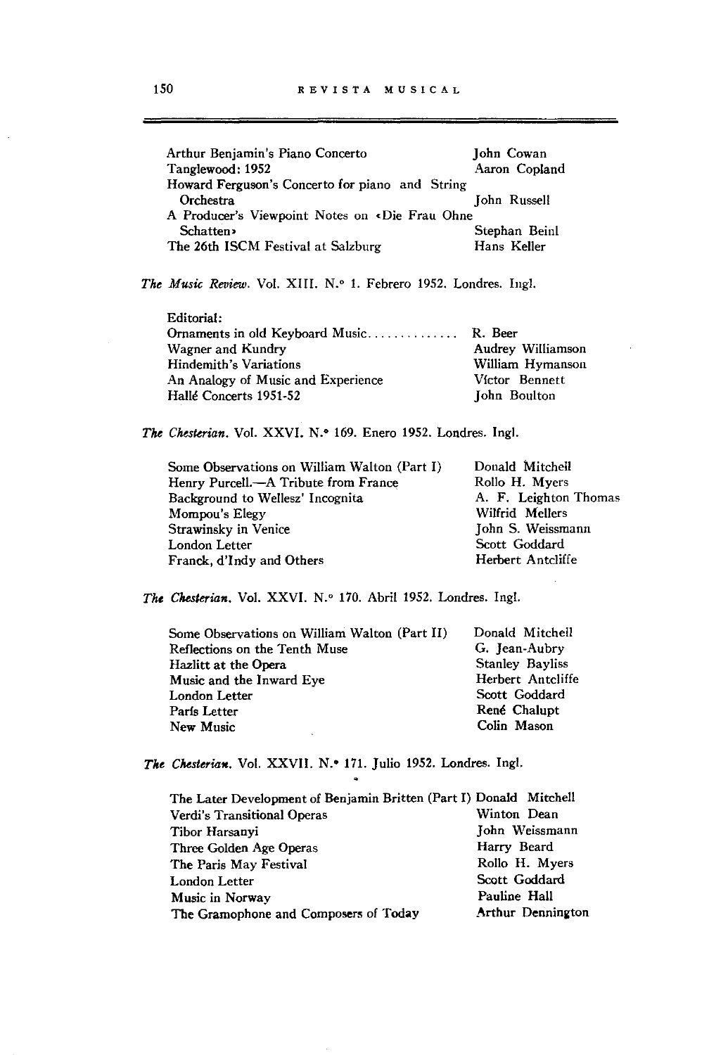| | |
|---|---|
| Arthur Benjamin's Piano Concerto | John Cowan |
| Tanglewood: 1952 | Aaron Copland |
| Howard Ferguson's Concerto for piano and String Orchestra | John Russell |
| A Producer's Viewpoint Notes on «Die Frau Ohne Schatten» | Stephan Beinl |
| The 26th ISCM Festival at Salzburg | Hans Keller |

*The Music Review.* Vol. XIII. N.º 1. Febrero 1952. Londres. Ingl.

| | |
|---|---|
| Editorial: | |
| Ornaments in old Keyboard Music.............. | R. Beer |
| Wagner and Kundry | Audrey Williamson |
| Hindemith's Variations | William Hymanson |
| An Analogy of Music and Experience | Víctor Bennett |
| Hallé Concerts 1951-52 | John Boulton |

*The Chesterian.* Vol. XXVI. N.º 169. Enero 1952. Londres. Ingl.

| | |
|---|---|
| Some Observations on William Walton (Part I) | Donald Mitchell |
| Henry Purcell.—A Tribute from France | Rollo H. Myers |
| Background to Wellesz' Incognita | A. F. Leighton Thomas |
| Mompou's Elegy | Wilfrid Mellers |
| Strawinsky in Venice | John S. Weissmann |
| London Letter | Scott Goddard |
| Franck, d'Indy and Others | Herbert Antcliffe |

*The Chesterian.* Vol. XXVI. N.º 170. Abril 1952. Londres. Ingl.

| | |
|---|---|
| Some Observations on William Walton (Part II) | Donald Mitchell |
| Reflections on the Tenth Muse | G. Jean-Aubry |
| Hazlitt at the Opera | Stanley Bayliss |
| Music and the Inward Eye | Herbert Antcliffe |
| London Letter | Scott Goddard |
| París Letter | René Chalupt |
| New Music | Colin Mason |

*The Chesterian.* Vol. XXVII. N.º 171. Julio 1952. Londres. Ingl.

| | |
|---|---|
| The Later Development of Benjamin Britten (Part I) | Donald Mitchell |
| Verdi's Transitional Operas | Winton Dean |
| Tibor Harsanyi | John Weissmann |
| Three Golden Age Operas | Harry Beard |
| The Paris May Festival | Rollo H. Myers |
| London Letter | Scott Goddard |
| Music in Norway | Pauline Hall |
| The Gramophone and Composers of Today | Arthur Dennington |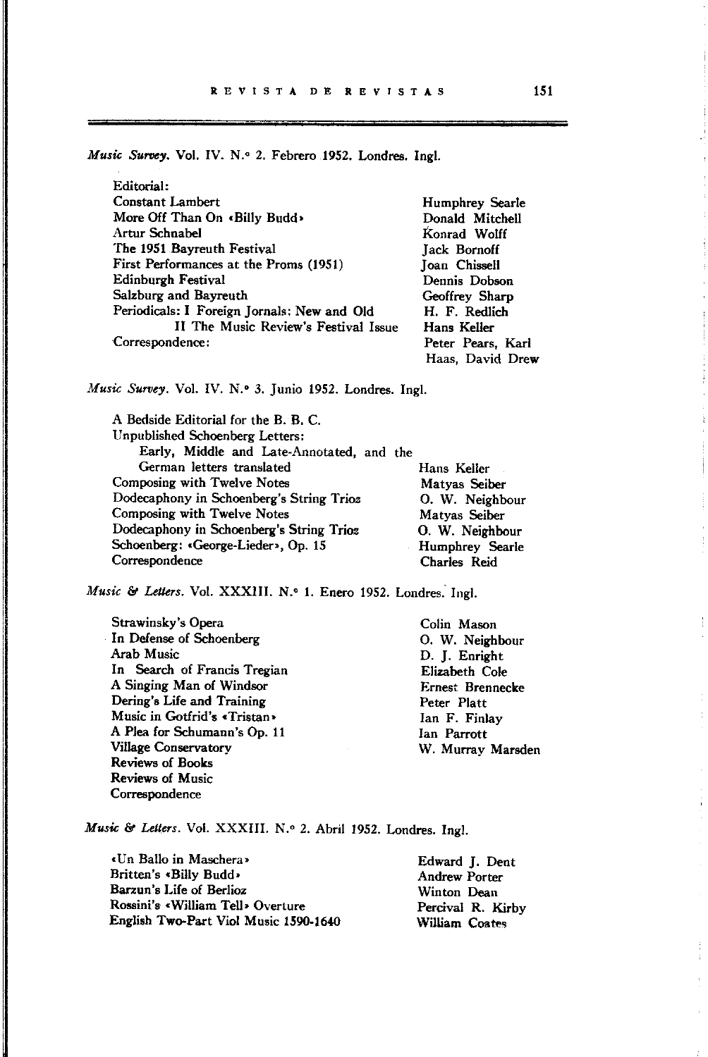*Music Survey*. Vol. IV. N.° 2. Febrero 1952. Londres. Ingl.

| | |
|---|---|
| Editorial: | |
| Constant Lambert | Humphrey Searle |
| More Off Than On «Billy Budd» | Donald Mitchell |
| Artur Schnabel | Konrad Wolff |
| The 1951 Bayreuth Festival | Jack Bornoff |
| First Performances at the Proms (1951) | Joan Chissell |
| Edinburgh Festival | Dennis Dobson |
| Salzburg and Bayreuth | Geoffrey Sharp |
| Periodicals: I Foreign Jornals: New and Old | H. F. Redlich |
| II The Music Review's Festival Issue | Hans Keller |
| Correspondence: | Peter Pears, Karl Haas, David Drew |

*Music Survey*. Vol. IV. N.° 3. Junio 1952. Londres. Ingl.

| | |
|---|---|
| A Bedside Editorial for the B. B. C. | |
| Unpublished Schoenberg Letters: Early, Middle and Late-Annotated, and the German letters translated | Hans Keller |
| Composing with Twelve Notes | Matyas Seiber |
| Dodecaphony in Schoenberg's String Trioz | O. W. Neighbour |
| Composing with Twelve Notes | Matyas Seiber |
| Dodecaphony in Schoenberg's String Trioz | O. W. Neighbour |
| Schoenberg: «George-Lieder», Op. 15 | Humphrey Searle |
| Correspondence | Charles Reid |

*Music & Letters*. Vol. XXXIII. N.° 1. Enero 1952. Londres. Ingl.

| | |
|---|---|
| Strawinsky's Opera | Colin Mason |
| In Defense of Schoenberg | O. W. Neighbour |
| Arab Music | D. J. Enright |
| In Search of Francis Tregian | Elizabeth Cole |
| A Singing Man of Windsor | Ernest Brennecke |
| Dering's Life and Training | Peter Platt |
| Music in Gotfrid's «Tristan» | Ian F. Finlay |
| A Plea for Schumann's Op. 11 | Ian Parrott |
| Village Conservatory | W. Murray Marsden |
| Reviews of Books | |
| Reviews of Music | |
| Correspondence | |

*Music & Letters*. Vol. XXXIII. N.° 2. Abril 1952. Londres. Ingl.

| | |
|---|---|
| «Un Ballo in Maschera» | Edward J. Dent |
| Britten's «Billy Budd» | Andrew Porter |
| Barzun's Life of Berlioz | Winton Dean |
| Rossini's «William Tell» Overture | Percival R. Kirby |
| English Two-Part Viol Music 1590-1640 | William Coates |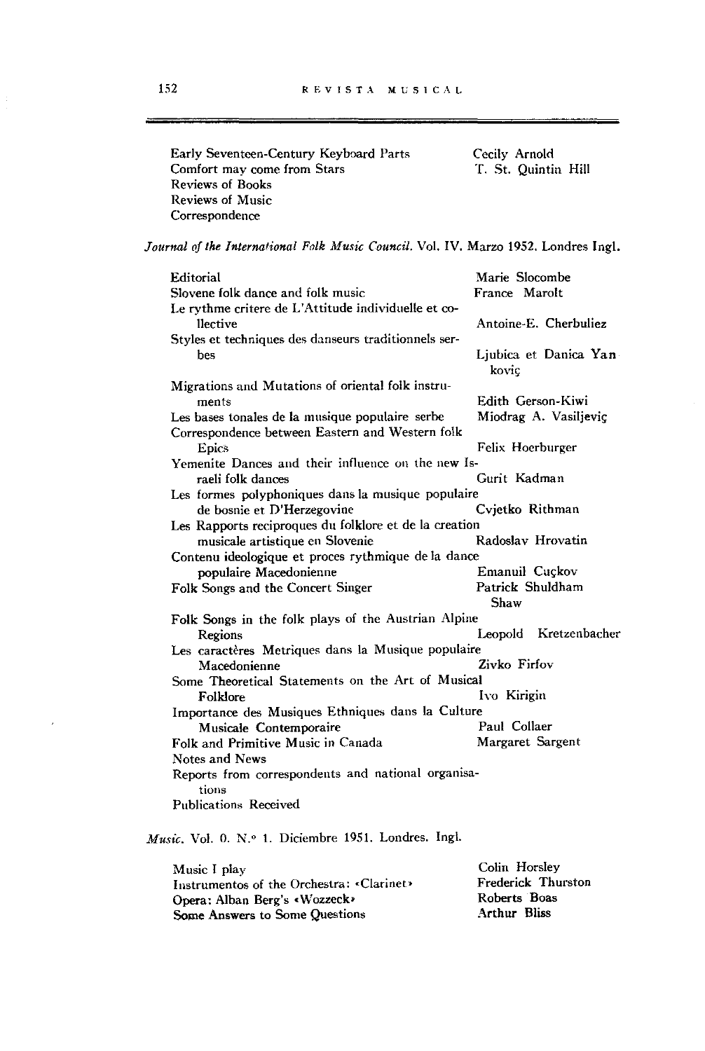| | |
|---|---|
| Early Seventeen-Century Keyboard Parts | Cecily Arnold |
| Comfort may come from Stars | T. St. Quintin Hill |
| Reviews of Books | |
| Reviews of Music | |
| Correspondence | |

*Journal of the International Folk Music Council.* Vol. IV. Marzo 1952. Londres Ingl.

| | |
|---|---|
| Editorial | Marie Slocombe |
| Slovene folk dance and folk music | France Marolt |
| Le rythme critere de L'Attitude individuelle et collective | Antoine-E. Cherbuliez |
| Styles et techniques des danseurs traditionnels serbes | Ljubica et Danica Yankoviç |
| Migrations and Mutations of oriental folk instruments | Edith Gerson-Kiwi |
| Les bases tonales de la musique populaire serbe | Miodrag A. Vasiljeviç |
| Correspondence between Eastern and Western folk Epics | Felix Hoerburger |
| Yemenite Dances and their influence on the new Israeli folk dances | Gurit Kadman |
| Les formes polyphoniques dans la musique populaire de bosnie et D'Herzegovine | Cvjetko Rithman |
| Les Rapports reciproques du folklore et de la creation musicale artistique en Slovenie | Radoslav Hrovatin |
| Contenu ideologique et proces rythmique de la dance populaire Macedonienne | Emanuil Cuçkov |
| Folk Songs and the Concert Singer | Patrick Shuldham Shaw |
| Folk Songs in the folk plays of the Austrian Alpine Regions | Leopold Kretzenbacher |
| Les caractères Metriques dans la Musique populaire Macedonienne | Zivko Firfov |
| Some Theoretical Statements on the Art of Musical Folklore | Ivo Kirigin |
| Importance des Musiques Ethniques dans la Culture Musicale Contemporaire | Paul Collaer |
| Folk and Primitive Music in Canada | Margaret Sargent |
| Notes and News | |
| Reports from correspondents and national organisations | |
| Publications Received | |

*Music.* Vol. 0. N.° 1. Diciembre 1951. Londres. Ingl.

| | |
|---|---|
| Music I play | Colin Horsley |
| Instrumentos of the Orchestra: «Clarinet» | Frederick Thurston |
| Opera: Alban Berg's «Wozzeck» | Roberts Boas |
| Some Answers to Some Questions | Arthur Bliss |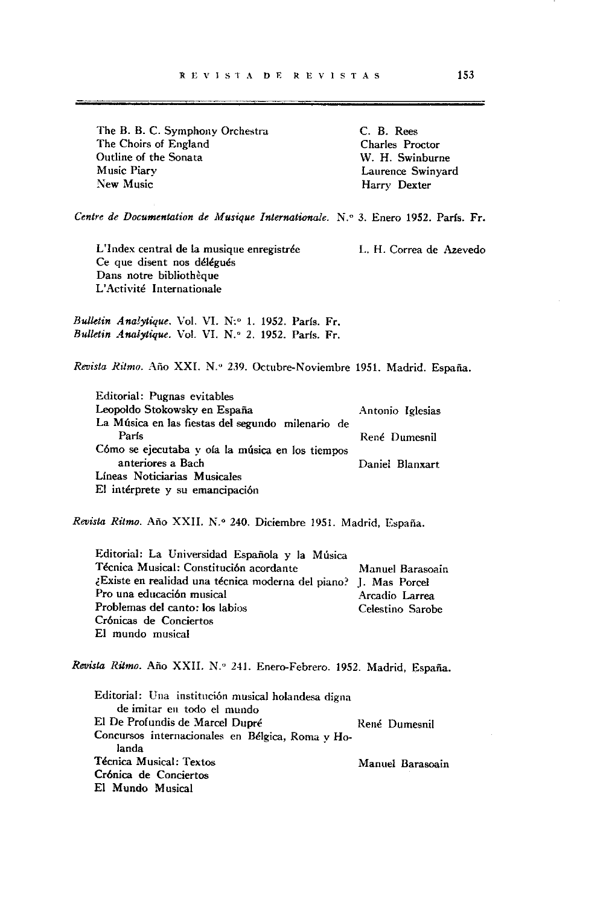| | |
|---|---|
| The B. B. C. Symphony Orchestra | C. B. Rees |
| The Choirs of England | Charles Proctor |
| Outline of the Sonata | W. H. Swinburne |
| Music Piary | Laurence Swinyard |
| New Music | Harry Dexter |

*Centre de Documentation de Musique Internationale.* N.° 3. Enero 1952. París. Fr.

| | |
|---|---|
| L'Index central de la musique enregistrée | L. H. Correa de Azevedo |
| Ce que disent nos délégués | |
| Dans notre bibliothèque | |
| L'Activité Internationale | |

*Bulletin Analytique.* Vol. VI. N:° 1. 1952. París. Fr.
*Bulletin Analytique.* Vol. VI. N.° 2. 1952. París. Fr.

*Revista Ritmo.* Año XXI. N.° 239. Octubre-Noviembre 1951. Madrid. España.

| | |
|---|---|
| Editorial: Pugnas evitables | |
| Leopoldo Stokowsky en España | Antonio Iglesias |
| La Música en las fiestas del segundo milenario de París | René Dumesnil |
| Cómo se ejecutaba y oía la música en los tiempos anteriores a Bach | Daniel Blanxart |
| Líneas Noticiarias Musicales | |
| El intérprete y su emancipación | |

*Revista Ritmo.* Año XXII. N.° 240. Diciembre 1951. Madrid, España.

| | |
|---|---|
| Editorial: La Universidad Española y la Música | |
| Técnica Musical: Constitución acordante | Manuel Barasoain |
| ¿Existe en realidad una técnica moderna del piano? | J. Mas Porcel |
| Pro una educación musical | Arcadio Larrea |
| Problemas del canto: los labios | Celestino Sarobe |
| Crónicas de Conciertos | |
| El mundo musical | |

*Revista Ritmo.* Año XXII. N.° 241. Enero-Febrero. 1952. Madrid, España.

| | |
|---|---|
| Editorial: Una institución musical holandesa digna de imitar en todo el mundo | |
| El De Profundis de Marcel Dupré | René Dumesnil |
| Concursos internacionales en Bélgica, Roma y Holanda | |
| Técnica Musical: Textos | Manuel Barasoain |
| Crónica de Conciertos | |
| El Mundo Musical | |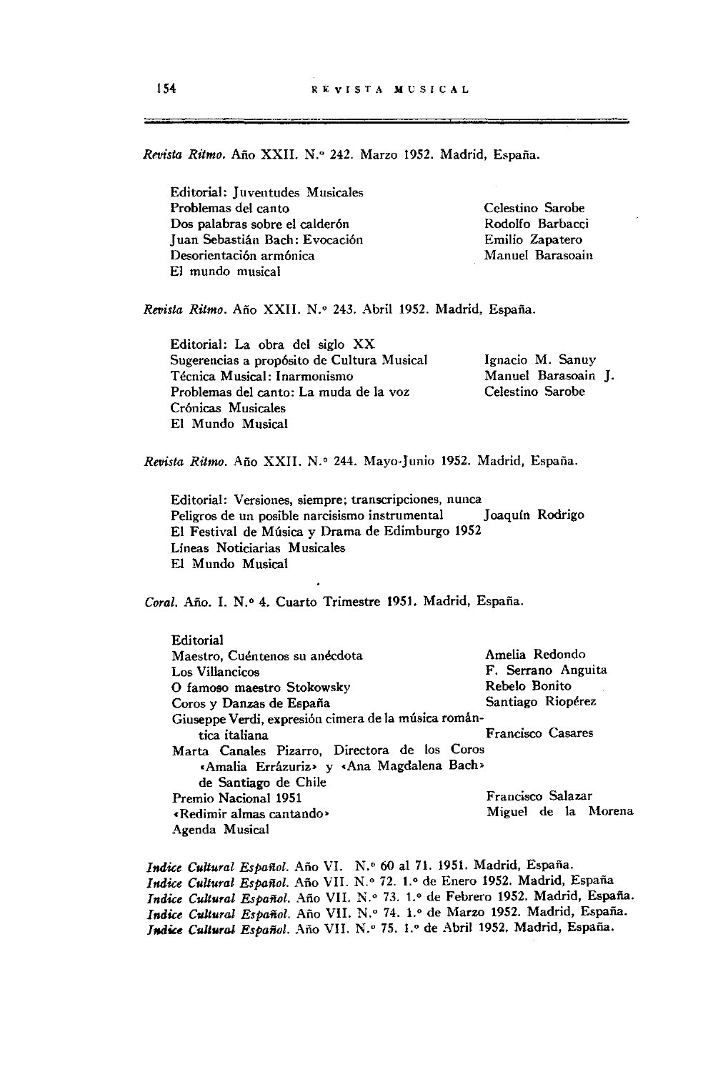*Revista Ritmo*. Año XXII. N.° 242. Marzo 1952. Madrid, España.

| | |
|---|---|
| Editorial: Juventudes Musicales | |
| Problemas del canto | Celestino Sarobe |
| Dos palabras sobre el calderón | Rodolfo Barbacci |
| Juan Sebastián Bach: Evocación | Emilio Zapatero |
| Desorientación armónica | Manuel Barasoain |
| El mundo musical | |

*Revista Ritmo*. Año XXII. N.° 243. Abril 1952. Madrid, España.

| | |
|---|---|
| Editorial: La obra del siglo XX | |
| Sugerencias a propósito de Cultura Musical | Ignacio M. Sanuy |
| Técnica Musical: Inarmonismo | Manuel Barasoain J. |
| Problemas del canto: La muda de la voz | Celestino Sarobe |
| Crónicas Musicales | |
| El Mundo Musical | |

*Revista Ritmo*. Año XXII. N.° 244. Mayo-Junio 1952. Madrid, España.

| | |
|---|---|
| Editorial: Versiones, siempre; transcripciones, nunca | |
| Peligros de un posible narcisismo instrumental | Joaquín Rodrigo |
| El Festival de Música y Drama de Edimburgo 1952 | |
| Líneas Noticiarias Musicales | |
| El Mundo Musical | |

*Coral*. Año. I. N.° 4. Cuarto Trimestre 1951. Madrid, España.

| | |
|---|---|
| Editorial | |
| Maestro, Cuéntenos su anécdota | Amelia Redondo |
| Los Villancicos | F. Serrano Anguita |
| O famoso maestro Stokowsky | Rebelo Bonito |
| Coros y Danzas de España | Santiago Riopérez |
| Giuseppe Verdi, expresión cimera de la música romántica italiana | Francisco Casares |
| Marta Canales Pizarro, Directora de los Coros «Amalia Errázuriz» y «Ana Magdalena Bach» de Santiago de Chile | |
| Premio Nacional 1951 | Francisco Salazar |
| «Redimir almas cantando» | Miguel de la Morena |
| Agenda Musical | |

***Indice Cultural Español***. Año VI. N.° 60 al 71. 1951. Madrid, España.
***Indice Cultural Español***. Año VII. N.° 72. 1.° de Enero 1952. Madrid, España
***Indice Cultural Español***. Año VII. N.° 73. 1.° de Febrero 1952. Madrid, España.
***Indice Cultural Español***. Año VII. N.° 74. 1.° de Marzo 1952. Madrid, España.
***Indice Cultural Español***. Año VII. N.° 75. 1.° de Abril 1952. Madrid, España.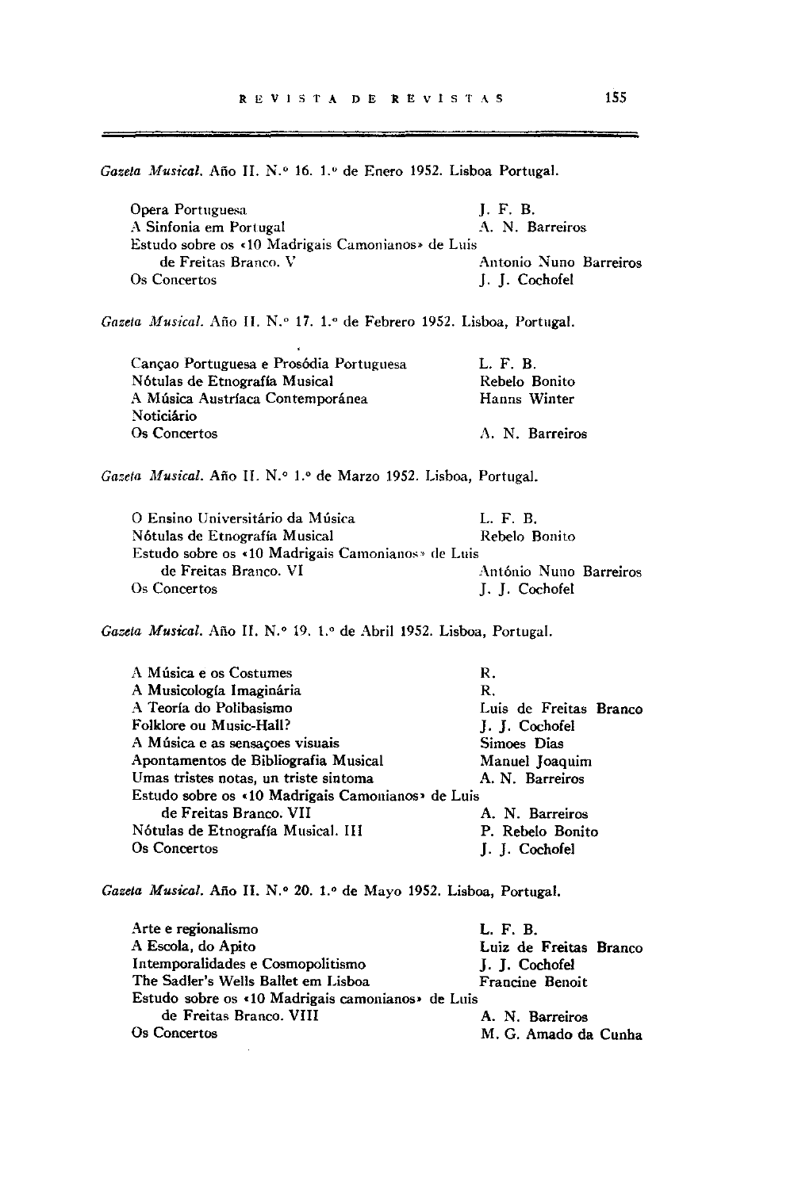*Gazeta Musical.* Año II. N.° 16. 1.° de Enero 1952. Lisboa Portugal.

| | |
|---|---|
| Opera Portuguesa | J. F. B. |
| A Sinfonia em Portugal | A. N. Barreiros |
| Estudo sobre os «10 Madrigais Camonianos» de Luis de Freitas Branco. V | Antonio Nuno Barreiros |
| Os Concertos | J. J. Cochofel |

*Gazeta Musical.* Año II. N.° 17. 1.° de Febrero 1952. Lisboa, Portugal.

| | |
|---|---|
| Cançao Portuguesa e Prosódia Portuguesa | L. F. B. |
| Nótulas de Etnografía Musical | Rebelo Bonito |
| A Música Austríaca Contemporánea | Hanns Winter |
| Noticiário | |
| Os Concertos | A. N. Barreiros |

*Gazeta Musical.* Año II. N.° 1.° de Marzo 1952. Lisboa, Portugal.

| | |
|---|---|
| O Ensino Universitário da Música | L. F. B. |
| Nótulas de Etnografía Musical | Rebelo Bonito |
| Estudo sobre os «10 Madrigais Camonianos» de Luis de Freitas Branco. VI | António Nuno Barreiros |
| Os Concertos | J. J. Cochofel |

*Gazeta Musical.* Año II. N.° 19. 1.° de Abril 1952. Lisboa, Portugal.

| | |
|---|---|
| A Música e os Costumes | R. |
| A Musicología Imaginária | R. |
| A Teoría do Polibasismo | Luis de Freitas Branco |
| Folklore ou Music-Hall? | J. J. Cochofel |
| A Música e as sensaçoes visuais | Simoes Dias |
| Apontamentos de Bibliografia Musical | Manuel Joaquim |
| Umas tristes notas, un triste sintoma | A. N. Barreiros |
| Estudo sobre os «10 Madrigais Camonianos» de Luis de Freitas Branco. VII | A. N. Barreiros |
| Nótulas de Etnografía Musical. III | P. Rebelo Bonito |
| Os Concertos | J. J. Cochofel |

*Gazeta Musical.* Año II. N.° 20. 1.° de Mayo 1952. Lisboa, Portugal.

| | |
|---|---|
| Arte e regionalismo | L. F. B. |
| A Escola, do Apito | Luiz de Freitas Branco |
| Intemporalidades e Cosmopolitismo | J. J. Cochofel |
| The Sadler's Wells Ballet em Lisboa | Francine Benoit |
| Estudo sobre os «10 Madrigais camonianos» de Luis de Freitas Branco. VIII | A. N. Barreiros |
| Os Concertos | M. G. Amado da Cunha |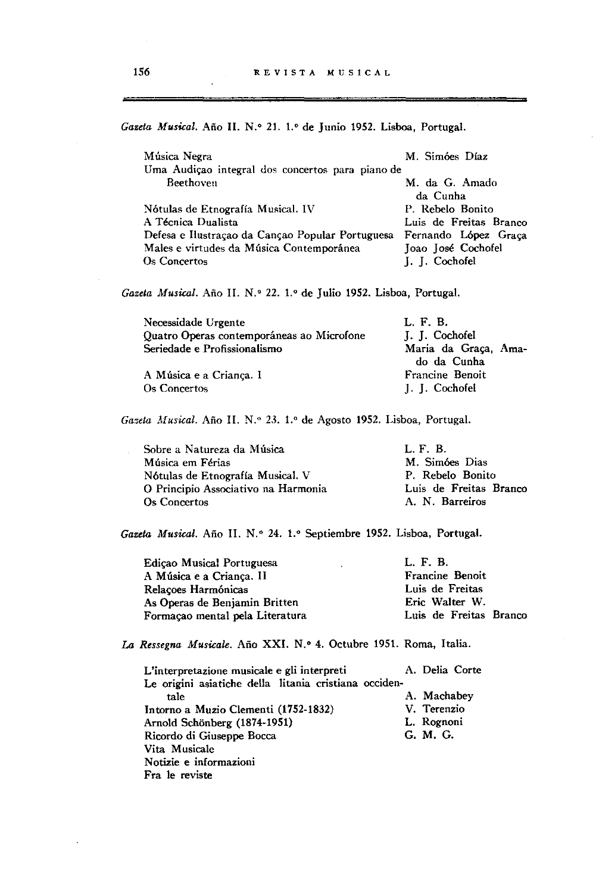*Gazeta Musical.* Año II. N.° 21. 1.° de Junio 1952. Lisboa, Portugal.

| | |
|---|---|
| Música Negra | M. Simóes Díaz |
| Uma Audiçao integral dos concertos para piano de Beethoven | M. da G. Amado da Cunha |
| Nótulas de Etnografía Musical. IV | P. Rebelo Bonito |
| A Técnica Dualista | Luis de Freitas Branco |
| Defesa e Ilustraçao da Cançao Popular Portuguesa | Fernando López Graça |
| Males e virtudes da Música Contemporánea | Joao José Cochofel |
| Os Concertos | J. J. Cochofel |

*Gazeta Musical.* Año II. N.° 22. 1.° de Julio 1952. Lisboa, Portugal.

| | |
|---|---|
| Necessidade Urgente | L. F. B. |
| Quatro Operas contemporáneas ao Microfone | J. J. Cochofel |
| Seriedade e Profissionalismo | Maria da Graça, Amado da Cunha |
| A Música e a Criança. I | Francine Benoit |
| Os Concertos | J. J. Cochofel |

*Gazeta Musical.* Año II. N.° 23. 1.° de Agosto 1952. Lisboa, Portugal.

| | |
|---|---|
| Sobre a Natureza da Música | L. F. B. |
| Música em Férias | M. Simóes Dias |
| Nótulas de Etnografía Musical. V | P. Rebelo Bonito |
| O Principio Associativo na Harmonia | Luis de Freitas Branco |
| Os Concertos | A. N. Barreiros |

*Gazeta Musical.* Año II. N.° 24. 1.° Septiembre 1952. Lisboa, Portugal.

| | |
|---|---|
| Ediçao Musical Portuguesa | L. F. B. |
| A Música e a Criança. II | Francine Benoit |
| Relaçoes Harmónicas | Luis de Freitas |
| As Operas de Benjamin Britten | Eric Walter W. |
| Formaçao mental pela Literatura | Luis de Freitas Branco |

*La Ressegna Musicale.* Año XXI. N.° 4. Octubre 1951. Roma, Italia.

| | |
|---|---|
| L'interpretazione musicale e gli interpreti | A. Delia Corte |
| Le origini asiatiche della litania cristiana occidentale | A. Machabey |
| Intorno a Muzio Clementi (1752-1832) | V. Terenzio |
| Arnold Schönberg (1874-1951) | L. Rognoni |
| Ricordo di Giuseppe Bocca | G. M. G. |
| Vita Musicale | |
| Notizie e informazioni | |
| Fra le reviste | |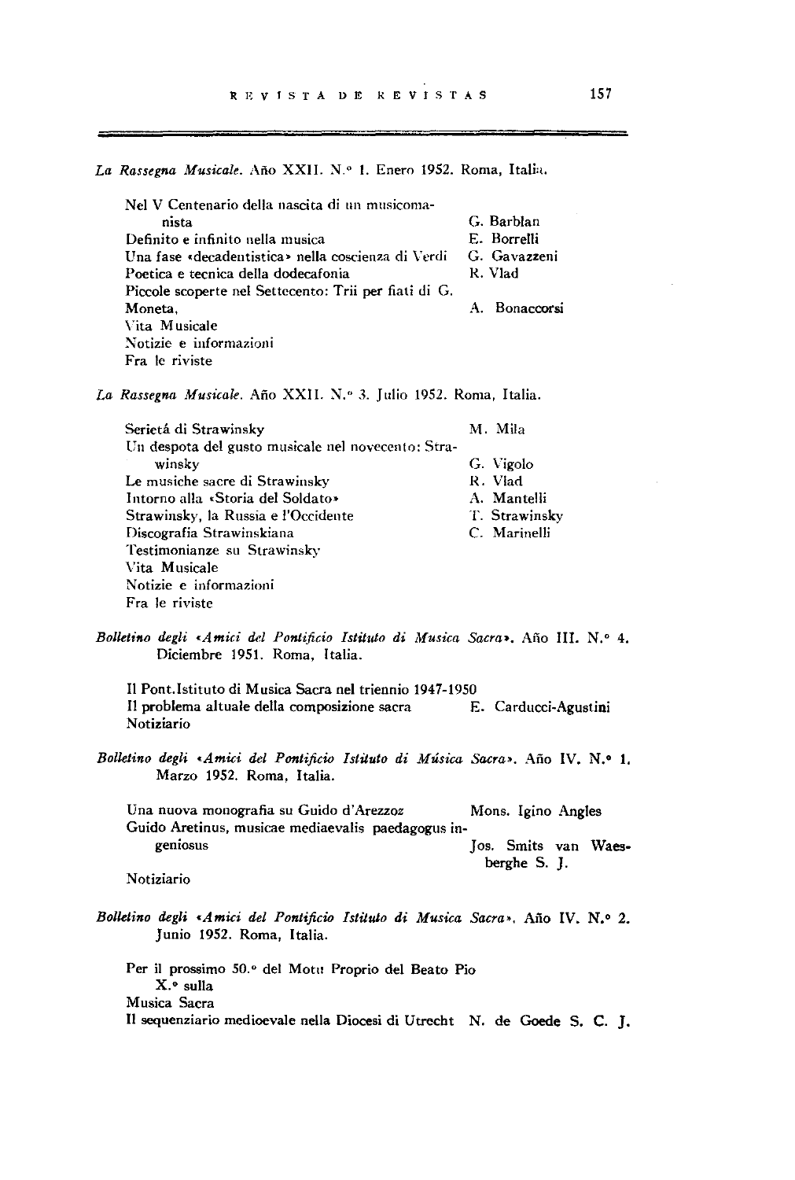*La Rassegna Musicale*. Año XXII. N.° 1. Enero 1952. Roma, Italia.

| | |
|---|---|
| Nel V Centenario della nascita di un musicomanista | G. Barblan |
| Definito e infinito nella musica | E. Borrelli |
| Una fase «decadentistica» nella coscienza di Verdi | G. Gavazzeni |
| Poetica e tecnica della dodecafonia | R. Vlad |
| Piccole scoperte nel Settecento: Trii per fiati di G. Moneta, | A. Bonaccorsi |
| Vita Musicale | |
| Notizie e informazioni | |
| Fra le riviste | |

*La Rassegna Musicale*. Año XXII. N.° 3. Julio 1952. Roma, Italia.

| | |
|---|---|
| Serietá di Strawinsky | M. Mila |
| Un despota del gusto musicale nel novecento: Strawinsky | G. Vigolo |
| Le musiche sacre di Strawinsky | R. Vlad |
| Intorno alla «Storia del Soldato» | A. Mantelli |
| Strawinsky, la Russia e l'Occidente | T. Strawinsky |
| Discografia Strawinskiana | C. Marinelli |
| Testimonianze su Strawinsky | |
| Vita Musicale | |
| Notizie e informazioni | |
| Fra le riviste | |

*Bolletino degli «Amici del Pontificio Istituto di Musica Sacra»*. Año III. N.° 4. Diciembre 1951. Roma, Italia.

| | |
|---|---|
| Il Pont.Istituto di Musica Sacra nel triennio 1947-1950 | |
| Il problema altuale della composizione sacra | E. Carducci-Agustini |
| Notiziario | |

*Bolletino degli «Amici del Pontificio Istituto di Música Sacra»*. Año IV. N.° 1. Marzo 1952. Roma, Italia.

| | |
|---|---|
| Una nuova monografia su Guido d'Arezzoz | Mons. Igino Angles |
| Guido Aretinus, musicae mediaevalis paedagogus ingeniosus | Jos. Smits van Waesberghe S. J. |
| Notiziario | |

*Bolletino degli «Amici del Pontificio Istituto di Musica Sacra»*. Año IV. N.° 2. Junio 1952. Roma, Italia.

| | |
|---|---|
| Per il prossimo 50.° del Motu Proprio del Beato Pio X.° sulla Musica Sacra | |
| Il sequenziario medioevale nella Diocesi di Utrecht | N. de Goede S. C. J. |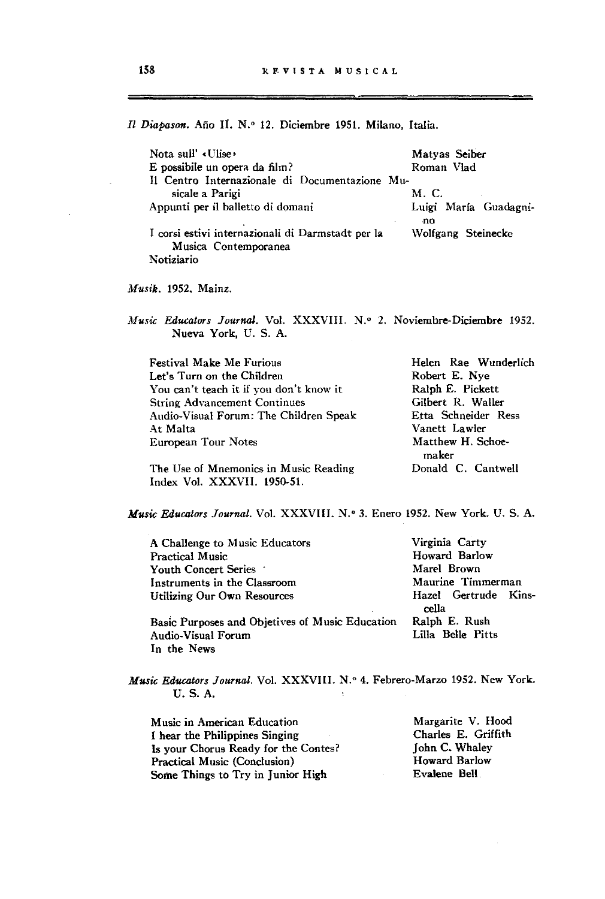*Il Diapason.* Año II. N.° 12. Diciembre 1951. Milano, Italia.

| | |
|---|---|
| Nota sull' «Ulise» | Matyas Seiber |
| E possibile un opera da film? | Roman Vlad |
| Il Centro Internazionale di Documentazione Musicale a Parigi | M. C. |
| Appunti per il balletto di domani | Luigi María Guadagnino |
| I corsi estivi internazionali di Darmstadt per la Musica Contemporanea | Wolfgang Steinecke |
| Notiziario | |

*Musik.* 1952, Mainz.

*Music Educators Journal.* Vol. XXXVIII. N.° 2. Noviembre-Diciembre 1952. Nueva York, U. S. A.

| | |
|---|---|
| Festival Make Me Furious | Helen Rae Wunderlich |
| Let's Turn on the Children | Robert E. Nye |
| You can't teach it if you don't know it | Ralph E. Pickett |
| String Advancement Continues | Gilbert R. Waller |
| Audio-Visual Forum: The Children Speak | Etta Schneider Ress |
| At Malta | Vanett Lawler |
| European Tour Notes | Matthew H. Schoemaker |
| The Use of Mnemonics in Music Reading | Donald C. Cantwell |
| Index Vol. XXXVII. 1950-51. | |

*Music Educators Journal.* Vol. XXXVIII. N.° 3. Enero 1952. New York. U. S. A.

| | |
|---|---|
| A Challenge to Music Educators | Virginia Carty |
| Practical Music | Howard Barlow |
| Youth Concert Series | Marel Brown |
| Instruments in the Classroom | Maurine Timmerman |
| Utilizing Our Own Resources | Hazel Gertrude Kinscella |
| Basic Purposes and Objetives of Music Education | Ralph E. Rush |
| Audio-Visual Forum | Lilla Belle Pitts |
| In the News | |

*Music Educators Journal.* Vol. XXXVIII. N.° 4. Febrero-Marzo 1952. New York. U. S. A.

| | |
|---|---|
| Music in American Education | Margarite V. Hood |
| I hear the Philippines Singing | Charles E. Griffith |
| Is your Chorus Ready for the Contes? | John C. Whaley |
| Practical Music (Conclusion) | Howard Barlow |
| Some Things to Try in Junior High | Evalene Bell |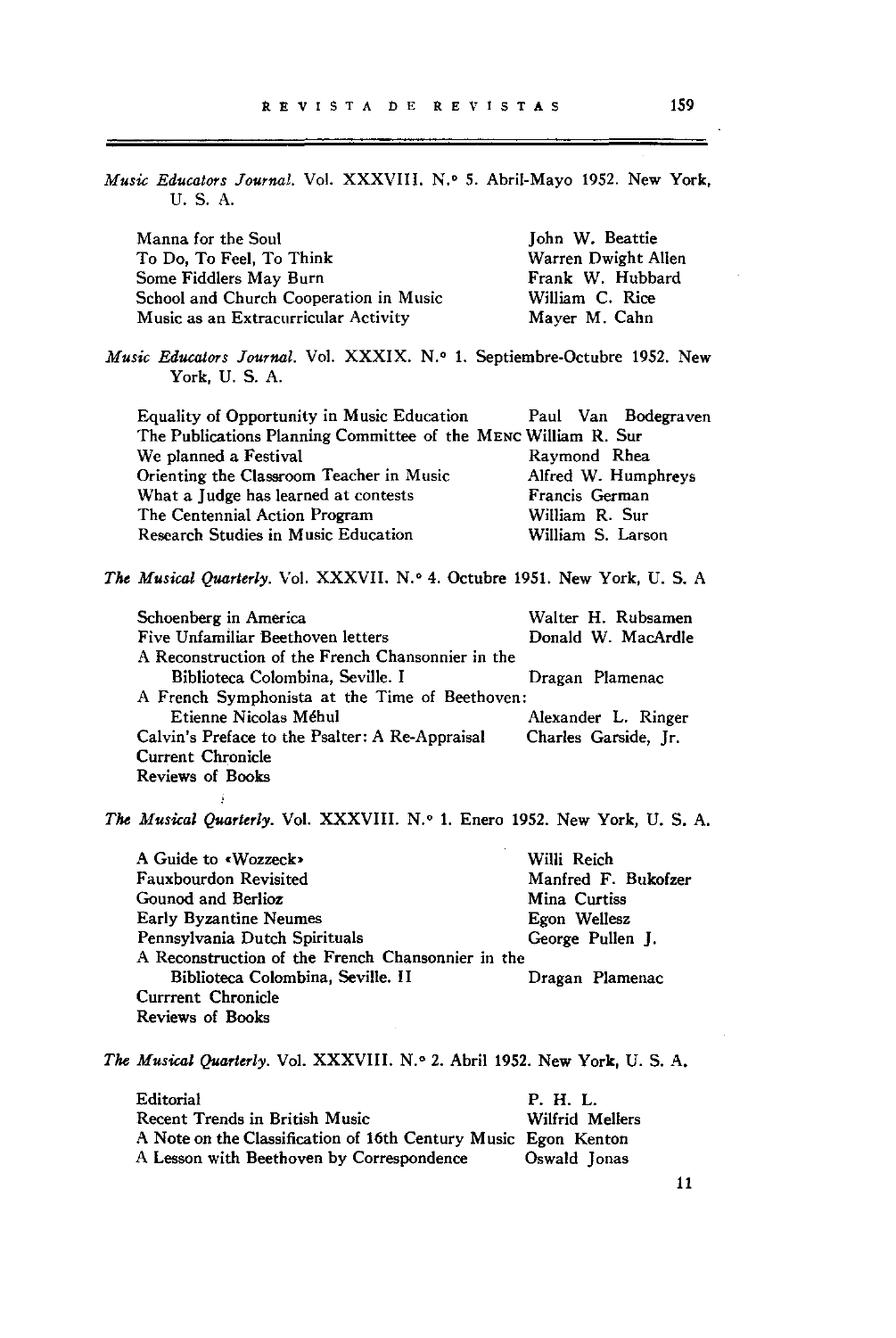*Music Educators Journal.* Vol. XXXVIII. N.° 5. Abril-Mayo 1952. New York, U. S. A.

| | |
|---|---|
| Manna for the Soul | John W. Beattie |
| To Do, To Feel, To Think | Warren Dwight Allen |
| Some Fiddlers May Burn | Frank W. Hubbard |
| School and Church Cooperation in Music | William C. Rice |
| Music as an Extracurricular Activity | Mayer M. Cahn |

*Music Educators Journal.* Vol. XXXIX. N.° 1. Septiembre-Octubre 1952. New York, U. S. A.

| | |
|---|---|
| Equality of Opportunity in Music Education | Paul Van Bodegraven |
| The Publications Planning Committee of the MENC | William R. Sur |
| We planned a Festival | Raymond Rhea |
| Orienting the Classroom Teacher in Music | Alfred W. Humphreys |
| What a Judge has learned at contests | Francis German |
| The Centennial Action Program | William R. Sur |
| Research Studies in Music Education | William S. Larson |

*The Musical Quarterly.* Vol. XXXVII. N.° 4. Octubre 1951. New York, U. S. A

| | |
|---|---|
| Schoenberg in America | Walter H. Rubsamen |
| Five Unfamiliar Beethoven letters | Donald W. MacArdle |
| A Reconstruction of the French Chansonnier in the Biblioteca Colombina, Seville. I | Dragan Plamenac |
| A French Symphonista at the Time of Beethoven: Etienne Nicolas Méhul | Alexander L. Ringer |
| Calvin's Preface to the Psalter: A Re-Appraisal | Charles Garside, Jr. |
| Current Chronicle | |
| Reviews of Books | |

*The Musical Quarterly.* Vol. XXXVIII. N.° 1. Enero 1952. New York, U. S. A.

| | |
|---|---|
| A Guide to «Wozzeck» | Willi Reich |
| Fauxbourdon Revisited | Manfred F. Bukofzer |
| Gounod and Berlioz | Mina Curtiss |
| Early Byzantine Neumes | Egon Wellesz |
| Pennsylvania Dutch Spirituals | George Pullen J. |
| A Reconstruction of the French Chansonnier in the Biblioteca Colombina, Seville. II | Dragan Plamenac |
| Currrent Chronicle | |
| Reviews of Books | |

*The Musical Quarterly.* Vol. XXXVIII. N.° 2. Abril 1952. New York, U. S. A.

| | |
|---|---|
| Editorial | P. H. L. |
| Recent Trends in British Music | Wilfrid Mellers |
| A Note on the Classification of 16th Century Music | Egon Kenton |
| A Lesson with Beethoven by Correspondence | Oswald Jonas |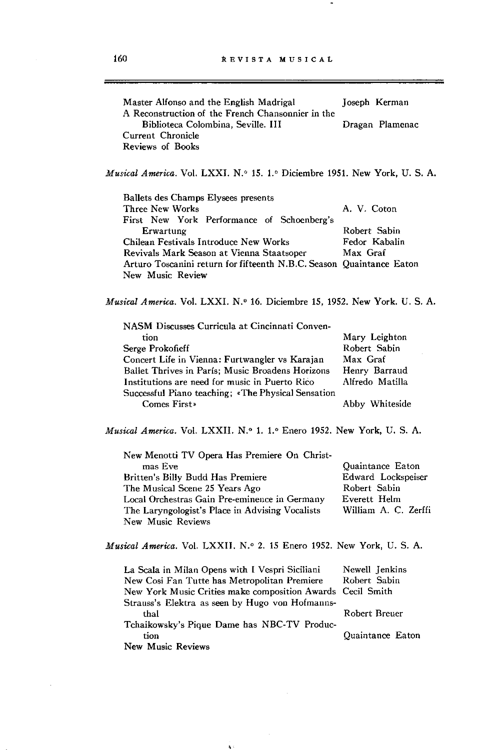| | |
|---|---|
| Master Alfonso and the English Madrigal | Joseph Kerman |
| A Reconstruction of the French Chansonnier in the Biblioteca Colombina, Seville. III | Dragan Plamenac |
| Current Chronicle | |
| Reviews of Books | |

*Musical America.* Vol. LXXI. N.° 15. 1.° Diciembre 1951. New York, U. S. A.

| | |
|---|---|
| Ballets des Champs Elysees presents Three New Works | A. V. Coton |
| First New York Performance of Schoenberg's Erwartung | Robert Sabin |
| Chilean Festivals Introduce New Works | Fedor Kabalin |
| Revivals Mark Season at Vienna Staatsoper | Max Graf |
| Arturo Toscanini return for fifteenth N.B.C. Season | Quaintance Eaton |
| New Music Review | |

*Musical America.* Vol. LXXI. N.° 16. Diciembre 15, 1952. New York. U. S. A.

| | |
|---|---|
| NASM Discusses Curricula at Cincinnati Convention | Mary Leighton |
| Serge Prokofieff | Robert Sabin |
| Concert Life in Vienna: Furtwangler vs Karajan | Max Graf |
| Ballet Thrives in París; Music Broadens Horizons | Henry Barraud |
| Institutions are need for music in Puerto Rico | Alfredo Matilla |
| Successful Piano teaching; «The Physical Sensation Comes First» | Abby Whiteside |

*Musical America.* Vol. LXXII. N.° 1. 1.° Enero 1952. New York, U. S. A.

| | |
|---|---|
| New Menotti TV Opera Has Premiere On Christmas Eve | Quaintance Eaton |
| Britten's Billy Budd Has Premiere | Edward Lockspeiser |
| The Musical Scene 25 Years Ago | Robert Sabin |
| Local Orchestras Gain Pre-eminence in Germany | Everett Helm |
| The Laryngologist's Place in Advising Vocalists | William A. C. Zerffi |
| New Music Reviews | |

*Musical America.* Vol. LXXII. N.° 2. 15 Enero 1952. New York, U. S. A.

| | |
|---|---|
| La Scala in Milan Opens with I Vespri Siciliani | Newell Jenkins |
| New Cosi Fan Tutte has Metropolitan Premiere | Robert Sabin |
| New York Music Crities make composition Awards | Cecil Smith |
| Strauss's Elektra as seen by Hugo von Hofmannsthal | Robert Breuer |
| Tchaikowsky's Pique Dame has NBC-TV Production | Quaintance Eaton |
| New Music Reviews | |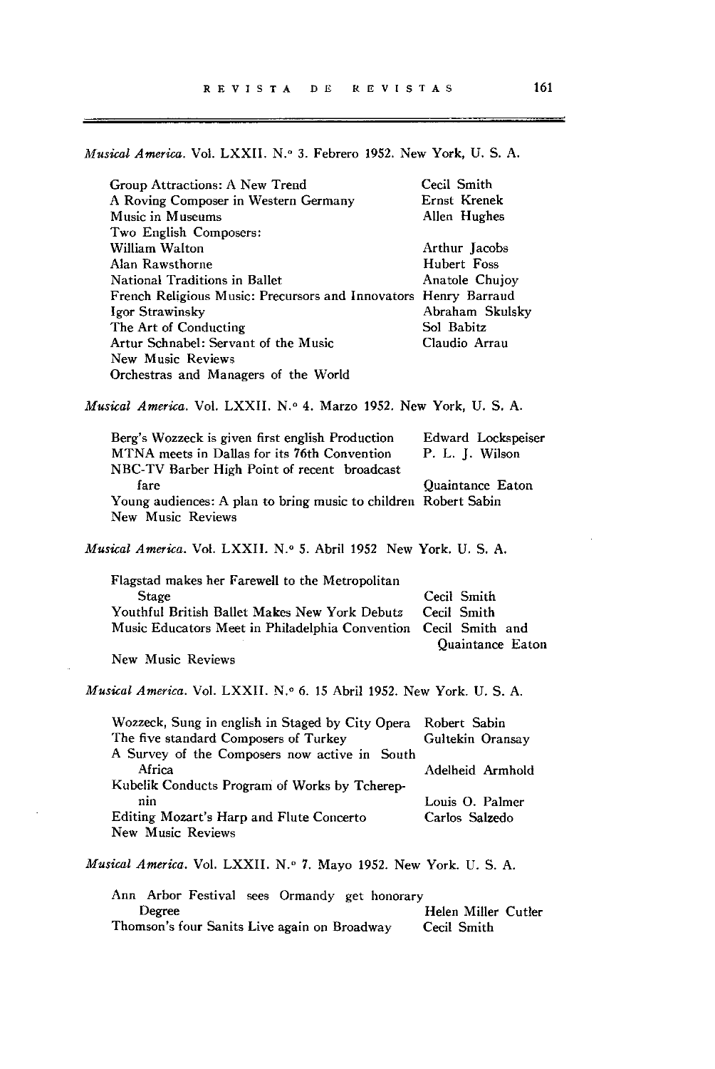*Musical America.* Vol. LXXII. N.° 3. Febrero 1952. New York, U. S. A.

| | |
|---|---|
| Group Attractions: A New Trend | Cecil Smith |
| A Roving Composer in Western Germany | Ernst Krenek |
| Music in Museums | Allen Hughes |
| Two English Composers: | |
| William Walton | Arthur Jacobs |
| Alan Rawsthorne | Hubert Foss |
| National Traditions in Ballet | Anatole Chujoy |
| French Religious Music: Precursors and Innovators | Henry Barraud |
| Igor Strawinsky | Abraham Skulsky |
| The Art of Conducting | Sol Babitz |
| Artur Schnabel: Servant of the Music | Claudio Arrau |
| New Music Reviews | |
| Orchestras and Managers of the World | |

*Musical America.* Vol. LXXII. N.° 4. Marzo 1952. New York, U. S. A.

| | |
|---|---|
| Berg's Wozzeck is given first english Production | Edward Lockspeiser |
| MTNA meets in Dallas for its 76th Convention | P. L. J. Wilson |
| NBC-TV Barber High Point of recent broadcast fare | Quaintance Eaton |
| Young audiences: A plan to bring music to children | Robert Sabin |
| New Music Reviews | |

*Musical America.* Vol. LXXII. N.° 5. Abril 1952 New York. U. S. A.

| | |
|---|---|
| Flagstad makes her Farewell to the Metropolitan Stage | Cecil Smith |
| Youthful British Ballet Makes New York Debuts | Cecil Smith |
| Music Educators Meet in Philadelphia Convention | Cecil Smith and Quaintance Eaton |
| New Music Reviews | |

*Musical America.* Vol. LXXII. N.° 6. 15 Abril 1952. New York. U. S. A.

| | |
|---|---|
| Wozzeck, Sung in english in Staged by City Opera | Robert Sabin |
| The five standard Composers of Turkey | Gultekin Oransay |
| A Survey of the Composers now active in South Africa | Adelheid Armhold |
| Kubelik Conducts Program of Works by Tcherepnin | Louis O. Palmer |
| Editing Mozart's Harp and Flute Concerto | Carlos Salzedo |
| New Music Reviews | |

*Musical America.* Vol. LXXII. N.° 7. Mayo 1952. New York. U. S. A.

| | |
|---|---|
| Ann Arbor Festival sees Ormandy get honorary Degree | Helen Miller Cutler |
| Thomson's four Sanits Live again on Broadway | Cecil Smith |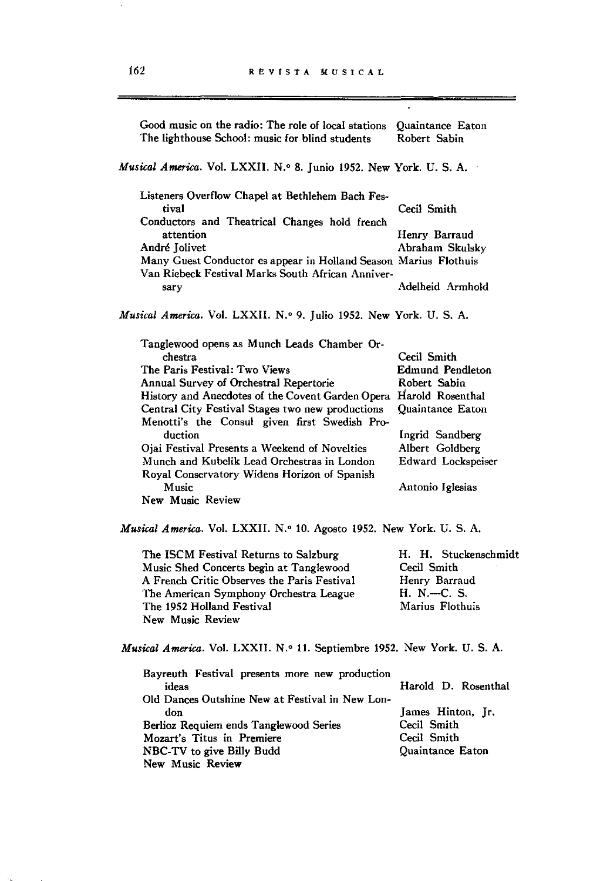| | |
|---|---|
| Good music on the radio: The role of local stations | Quaintance Eaton |
| The lighthouse School: music for blind students | Robert Sabin |

*Musical America*. Vol. LXXII. N.° 8. Junio 1952. New York. U. S. A.

| | |
|---|---|
| Listeners Overflow Chapel at Bethlehem Bach Festival | Cecil Smith |
| Conductors and Theatrical Changes hold french attention | Henry Barraud |
| André Jolivet | Abraham Skulsky |
| Many Guest Conductor es appear in Holland Season | Marius Flothuis |
| Van Riebeck Festival Marks South African Anniversary | Adelheid Armhold |

*Musical America*. Vol. LXXII. N.° 9. Julio 1952. New York. U. S. A.

| | |
|---|---|
| Tanglewood opens as Munch Leads Chamber Orchestra | Cecil Smith |
| The Paris Festival: Two Views | Edmund Pendleton |
| Annual Survey of Orchestral Repertorie | Robert Sabin |
| History and Anecdotes of the Covent Garden Opera | Harold Rosenthal |
| Central City Festival Stages two new productions | Quaintance Eaton |
| Menotti's the Consul given first Swedish Production | Ingrid Sandberg |
| Ojai Festival Presents a Weekend of Novelties | Albert Goldberg |
| Munch and Kubelik Lead Orchestras in London | Edward Lockspeiser |
| Royal Conservatory Widens Horizon of Spanish Music | Antonio Iglesias |
| New Music Review | |

*Musical America*. Vol. LXXII. N.° 10. Agosto 1952. New York. U. S. A.

| | |
|---|---|
| The ISCM Festival Returns to Salzburg | H. H. Stuckenschmidt |
| Music Shed Concerts begin at Tanglewood | Cecil Smith |
| A French Critic Observes the Paris Festival | Henry Barraud |
| The American Symphony Orchestra League | H. N.—C. S. |
| The 1952 Holland Festival | Marius Flothuis |
| New Music Review | |

*Musical America*. Vol. LXXII. N.° 11. Septiembre 1952. New York. U. S. A.

| | |
|---|---|
| Bayreuth Festival presents more new production ideas | Harold D. Rosenthal |
| Old Dances Outshine New at Festival in New London | James Hinton, Jr. |
| Berlioz Requiem ends Tanglewood Series | Cecil Smith |
| Mozart's Titus in Premiere | Cecil Smith |
| NBC-TV to give Billy Budd | Quaintance Eaton |
| New Music Review | |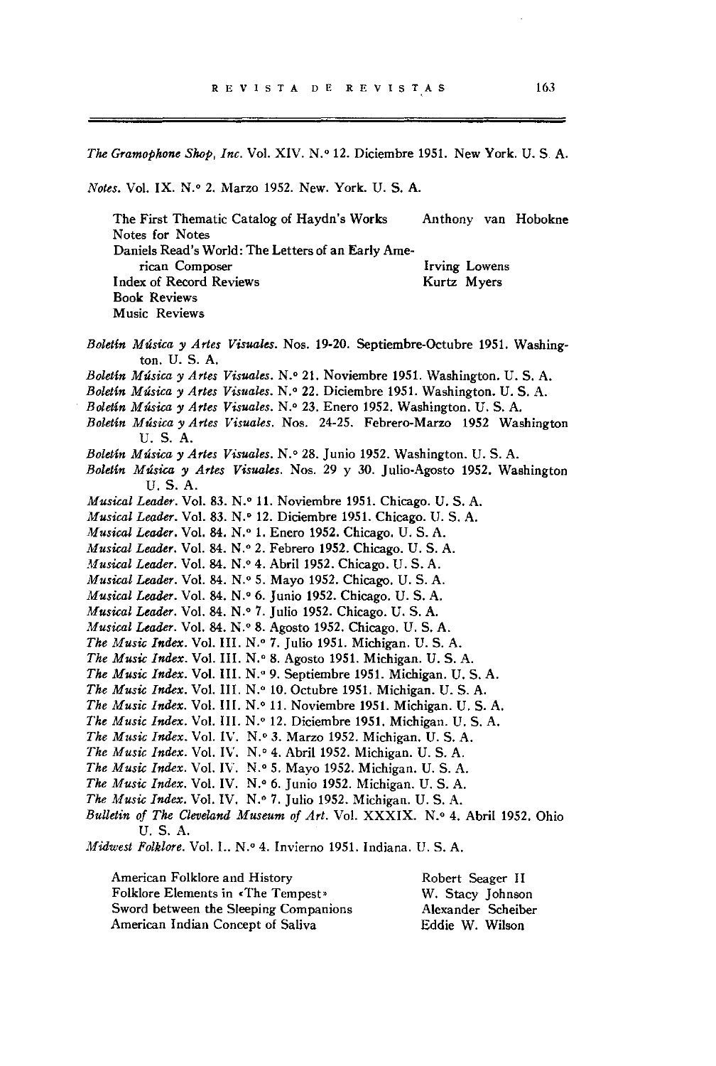*The Gramophone Shop, Inc.* Vol. XIV. N.° 12. Diciembre 1951. New York. U. S. A.

*Notes.* Vol. IX. N.° 2. Marzo 1952. New. York. U. S. A.

| | |
|---|---|
| The First Thematic Catalog of Haydn's Works | Anthony van Hobokne |
| Notes for Notes | |
| Daniels Read's World: The Letters of an Early American Composer | Irving Lowens |
| Index of Record Reviews | Kurtz Myers |
| Book Reviews | |
| Music Reviews | |

*Boletín Música y Artes Visuales.* Nos. 19-20. Septiembre-Octubre 1951. Washington. U. S. A.

*Boletín Música y Artes Visuales.* N.° 21. Noviembre 1951. Washington. U. S. A.

*Boletín Música y Artes Visuales.* N.° 22. Diciembre 1951. Washington. U. S. A.

*Boletín Música y Artes Visuales.* N.° 23. Enero 1952. Washington. U. S. A.

*Boletín Música y Artes Visuales.* Nos. 24-25. Febrero-Marzo 1952 Washington U. S. A.

*Boletín Música y Artes Visuales.* N.° 28. Junio 1952. Washington. U. S. A.

*Boletín Música y Artes Visuales.* Nos. 29 y 30. Julio-Agosto 1952. Washington U. S. A.

*Musical Leader.* Vol. 83. N.° 11. Noviembre 1951. Chicago. U. S. A.

*Musical Leader.* Vol. 83. N.° 12. Diciembre 1951. Chicago. U. S. A.

*Musical Leader.* Vol. 84. N.° 1. Enero 1952. Chicago. U. S. A.

*Musical Leader.* Vol. 84. N.° 2. Febrero 1952. Chicago. U. S. A.

*Musical Leader.* Vol. 84. N.° 4. Abril 1952. Chicago. U. S. A.

*Musical Leader.* Vol. 84. N.° 5. Mayo 1952. Chicago. U. S. A.

*Musical Leader.* Vol. 84. N.° 6. Junio 1952. Chicago. U. S. A.

*Musical Leader.* Vol. 84. N.° 7. Julio 1952. Chicago. U. S. A.

*Musical Leader.* Vol. 84. N.° 8. Agosto 1952. Chicago. U. S. A.

*The Music Index.* Vol. III. N.° 7. Julio 1951. Michigan. U. S. A.

*The Music Index.* Vol. III. N.° 8. Agosto 1951. Michigan. U. S. A.

*The Music Index.* Vol. III. N.° 9. Septiembre 1951. Michigan. U. S. A.

*The Music Index.* Vol. III. N.° 10. Octubre 1951. Michigan. U. S. A.

*The Music Index.* Vol. III. N.° 11. Noviembre 1951. Michigan. U. S. A.

*The Music Index.* Vol. III. N.° 12. Diciembre 1951. Michigan. U. S. A.

*The Music Index.* Vol. IV. N.° 3. Marzo 1952. Michigan. U. S. A.

*The Music Index.* Vol. IV. N.° 4. Abril 1952. Michigan. U. S. A.

*The Music Index.* Vol. IV. N.° 5. Mayo 1952. Michigan. U. S. A.

*The Music Index.* Vol. IV. N.° 6. Junio 1952. Michigan. U. S. A.

*The Music Index.* Vol. IV. N.° 7. Julio 1952. Michigan. U. S. A.

*Bulletin of The Cleveland Museum of Art.* Vol. XXXIX. N.° 4. Abril 1952. Ohio U. S. A.

*Midwest Folklore.* Vol. I.. N.° 4. Invierno 1951. Indiana. U. S. A.

| | |
|---|---|
| American Folklore and History | Robert Seager II |
| Folklore Elements in «The Tempest» | W. Stacy Johnson |
| Sword between the Sleeping Companions | Alexander Scheiber |
| American Indian Concept of Saliva | Eddie W. Wilson |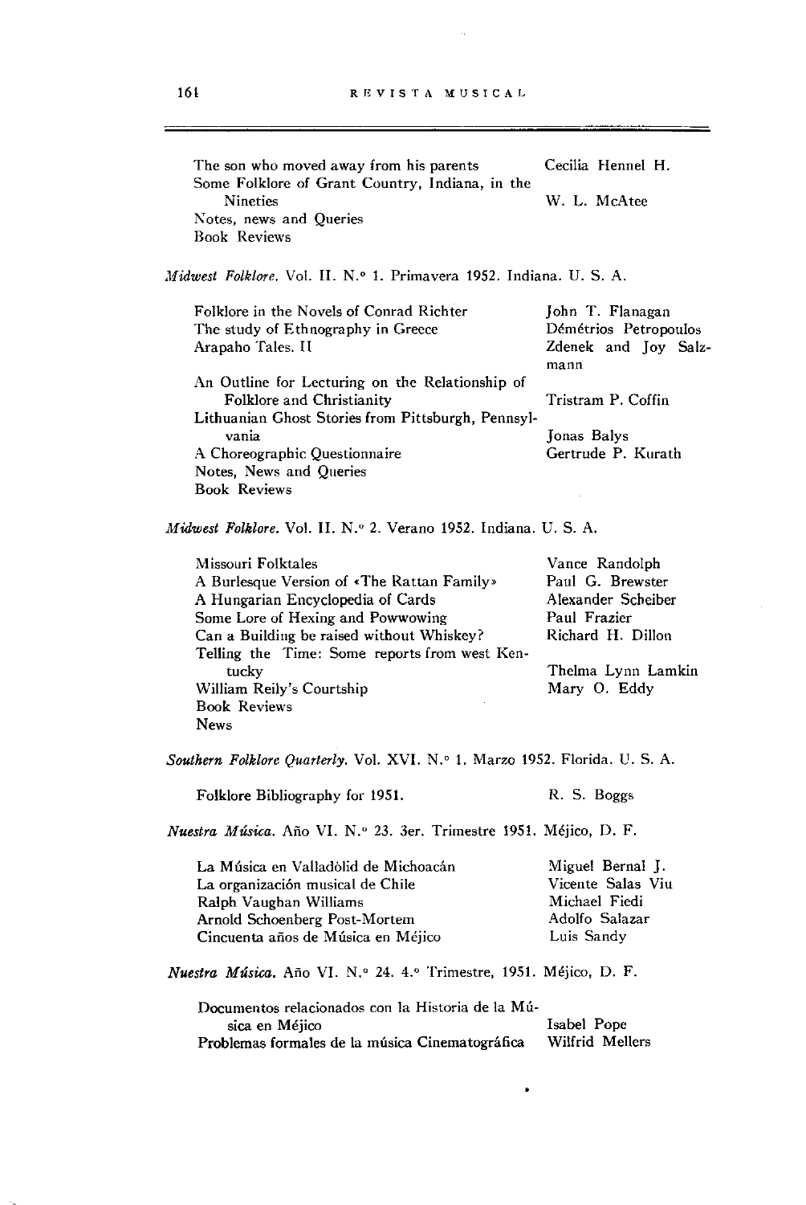| | |
|---|---|
| The son who moved away from his parents | Cecilia Hennel H. |
| Some Folklore of Grant Country, Indiana, in the Nineties | W. L. McAtee |
| Notes, news and Queries | |
| Book Reviews | |

*Midwest Folklore.* Vol. II. N.° 1. Primavera 1952. Indiana. U. S. A.

| | |
|---|---|
| Folklore in the Novels of Conrad Richter | John T. Flanagan |
| The study of Ethnography in Greece | Démétrios Petropoulos |
| Arapaho Tales. II | Zdenek and Joy Salzmann |
| An Outline for Lecturing on the Relationship of Folklore and Christianity | Tristram P. Coffin |
| Lithuanian Ghost Stories from Pittsburgh, Pennsylvania | Jonas Balys |
| A Choreographic Questionnaire | Gertrude P. Kurath |
| Notes, News and Queries | |
| Book Reviews | |

*Midwest Folklore.* Vol. II. N.° 2. Verano 1952. Indiana. U. S. A.

| | |
|---|---|
| Missouri Folktales | Vance Randolph |
| A Burlesque Version of «The Rattan Family» | Paul G. Brewster |
| A Hungarian Encyclopedia of Cards | Alexander Scheiber |
| Some Lore of Hexing and Powwowing | Paul Frazier |
| Can a Building be raised without Whiskey? | Richard H. Dillon |
| Telling the Time: Some reports from west Kentucky | Thelma Lynn Lamkin |
| William Reily's Courtship | Mary O. Eddy |
| Book Reviews | |
| News | |

*Southern Folklore Quarterly.* Vol. XVI. N.° 1. Marzo 1952. Florida. U. S. A.

| | |
|---|---|
| Folklore Bibliography for 1951. | R. S. Boggs |

*Nuestra Música.* Año VI. N.° 23. 3er. Trimestre 1951. Méjico, D. F.

| | |
|---|---|
| La Música en Valladòlid de Michoacán | Miguel Bernal J. |
| La organización musical de Chile | Vicente Salas Viu |
| Ralph Vaughan Williams | Michael Fiedi |
| Arnold Schoenberg Post-Mortem | Adolfo Salazar |
| Cincuenta años de Música en Méjico | Luis Sandy |

*Nuestra Música.* Año VI. N.° 24. 4.° Trimestre, 1951. Méjico, D. F.

| | |
|---|---|
| Documentos relacionados con la Historia de la Música en Méjico | Isabel Pope |
| Problemas formales de la música Cinematográfica | Wilfrid Mellers |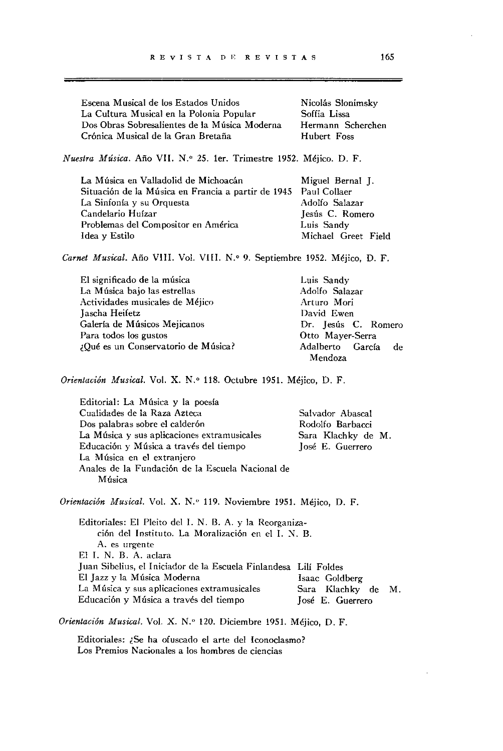| | |
|---|---|
| Escena Musical de los Estados Unidos | Nicolás Slonimsky |
| La Cultura Musical en la Polonia Popular | Soffía Lissa |
| Dos Obras Sobresalientes de la Música Moderna | Hermann Scherchen |
| Crónica Musical de la Gran Bretaña | Hubert Foss |

*Nuestra Música.* Año VII. N.º 25. 1er. Trimestre 1952. Méjico. D. F.

| | |
|---|---|
| La Música en Valladolid de Michoacán | Miguel Bernal J. |
| Situación de la Música en Francia a partir de 1945 | Paul Collaer |
| La Sinfonía y su Orquesta | Adolfo Salazar |
| Candelario Huízar | Jesús C. Romero |
| Problemas del Compositor en América | Luis Sandy |
| Idea y Estilo | Michael Greet Field |

*Carnet Musical.* Año VIII. Vol. VIII. N.º 9. Septiembre 1952. Méjico, D. F.

| | |
|---|---|
| El significado de la música | Luis Sandy |
| La Música bajo las estrellas | Adolfo Salazar |
| Actividades musicales de Méjico | Arturo Mori |
| Jascha Heifetz | David Ewen |
| Galería de Músicos Mejicanos | Dr. Jesús C. Romero |
| Para todos los gustos | Otto Mayer-Serra |
| ¿Qué es un Conservatorio de Música? | Adalberto García de Mendoza |

*Orientación Musical.* Vol. X. N.º 118. Octubre 1951. Méjico, D. F.

| | |
|---|---|
| Editorial: La Música y la poesía | |
| Cualidades de la Raza Azteca | Salvador Abascal |
| Dos palabras sobre el calderón | Rodolfo Barbacci |
| La Música y sus aplicaciones extramusicales | Sara Klachky de M. |
| Educación y Música a través del tiempo | José E. Guerrero |
| La Música en el extranjero | |
| Anales de la Fundación de la Escuela Nacional de Música | |

*Orientación Musical.* Vol. X. N.º 119. Noviembre 1951. Méjico, D. F.

| | |
|---|---|
| Editoriales: El Pleito del I. N. B. A. y la Reorganización del Instituto. La Moralización en el I. N. B. A. es urgente | |
| El I. N. B. A. aclara | |
| Juan Sibelius, el Iniciador de la Escuela Finlandesa | Lilí Foldes |
| El Jazz y la Música Moderna | Isaac Goldberg |
| La Música y sus aplicaciones extramusicales | Sara Klachky de M. |
| Educación y Música a través del tiempo | José E. Guerrero |

*Orientación Musical.* Vol. X. N.º 120. Diciembre 1951. Méjico, D. F.

Editoriales: ¿Se ha ofuscado el arte del Iconoclasmo?
Los Premios Nacionales a los hombres de ciencias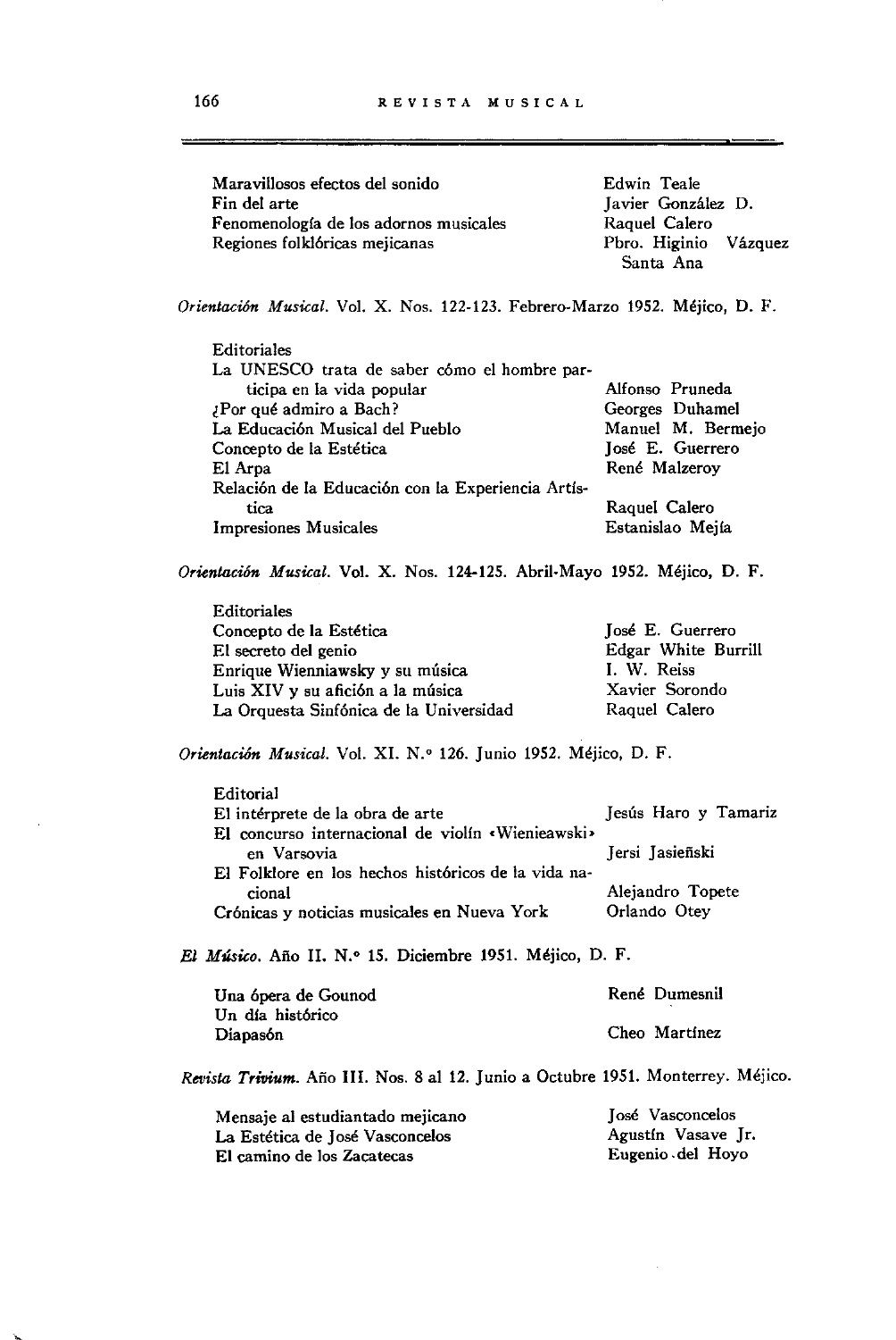| | |
|---|---|
| Maravillosos efectos del sonido | Edwin Teale |
| Fin del arte | Javier González D. |
| Fenomenología de los adornos musicales | Raquel Calero |
| Regiones folklóricas mejicanas | Pbro. Higinio Vázquez Santa Ana |

*Orientación Musical*. Vol. X. Nos. 122-123. Febrero-Marzo 1952. Méjico, D. F.

| | |
|---|---|
| Editoriales | |
| La UNESCO trata de saber cómo el hombre participa en la vida popular | Alfonso Pruneda |
| ¿Por qué admiro a Bach? | Georges Duhamel |
| La Educación Musical del Pueblo | Manuel M. Bermejo |
| Concepto de la Estética | José E. Guerrero |
| El Arpa | René Malzeroy |
| Relación de la Educación con la Experiencia Artística | Raquel Calero |
| Impresiones Musicales | Estanislao Mejía |

*Orientación Musical*. Vol. X. Nos. 124-125. Abril-Mayo 1952. Méjico, D. F.

| | |
|---|---|
| Editoriales | |
| Concepto de la Estética | José E. Guerrero |
| El secreto del genio | Edgar White Burrill |
| Enrique Wienniawsky y su música | I. W. Reiss |
| Luis XIV y su afición a la música | Xavier Sorondo |
| La Orquesta Sinfónica de la Universidad | Raquel Calero |

*Orientación Musical*. Vol. XI. N.° 126. Junio 1952. Méjico, D. F.

| | |
|---|---|
| Editorial | |
| El intérprete de la obra de arte | Jesús Haro y Tamariz |
| El concurso internacional de violín «Wienieawski» en Varsovia | Jersi Jasieñski |
| El Folklore en los hechos históricos de la vida nacional | Alejandro Topete |
| Crónicas y noticias musicales en Nueva York | Orlando Otey |

*El Músico*. Año II. N.° 15. Diciembre 1951. Méjico, D. F.

| | |
|---|---|
| Una ópera de Gounod | René Dumesnil |
| Un día histórico | |
| Diapasón | Cheo Martínez |

*Revista Trivium*. Año III. Nos. 8 al 12. Junio a Octubre 1951. Monterrey. Méjico.

| | |
|---|---|
| Mensaje al estudiantado mejicano | José Vasconcelos |
| La Estética de José Vasconcelos | Agustín Vasave Jr. |
| El camino de los Zacatecas | Eugenio del Hoyo |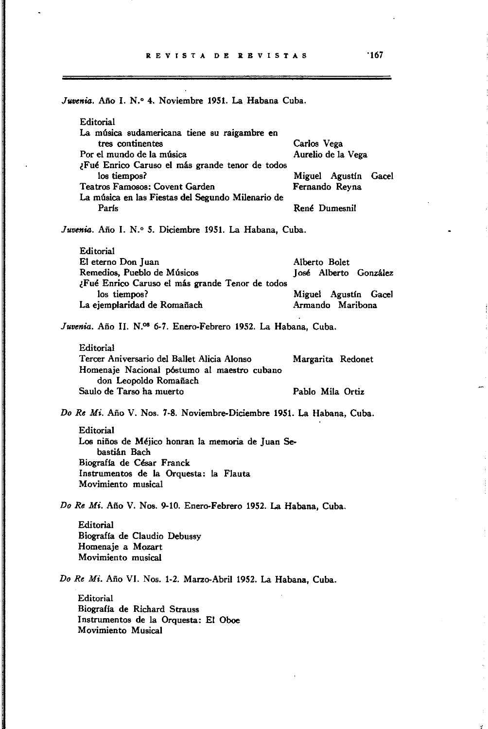*Juvenia.* Año I. N.° 4. Noviembre 1951. La Habana Cuba.

| | |
|---|---|
| Editorial | |
| La música sudamericana tiene su raigambre en tres continentes | Carlos Vega |
| Por el mundo de la música | Aurelio de la Vega |
| ¿Fué Enrico Caruso el más grande tenor de todos los tiempos? | Miguel Agustín Gacel |
| Teatros Famosos: Covent Garden | Fernando Reyna |
| La música en las Fiestas del Segundo Milenario de París | René Dumesnil |

*Juvenia.* Año I. N.° 5. Diciembre 1951. La Habana, Cuba.

| | |
|---|---|
| Editorial | |
| El eterno Don Juan | Alberto Bolet |
| Remedios, Pueblo de Músicos | José Alberto González |
| ¿Fué Enrico Caruso el más grande Tenor de todos los tiempos? | Miguel Agustín Gacel |
| La ejemplaridad de Romañach | Armando Maribona |

*Juvenia.* Año II. N.os 6-7. Enero-Febrero 1952. La Habana, Cuba.

| | |
|---|---|
| Editorial | |
| Tercer Aniversario del Ballet Alicia Alonso | Margarita Redonet |
| Homenaje Nacional póstumo al maestro cubano don Leopoldo Romañach | |
| Saulo de Tarso ha muerto | Pablo Mila Ortiz |

*Do Re Mi.* Año V. Nos. 7-8. Noviembre-Diciembre 1951. La Habana, Cuba.

Editorial
Los niños de Méjico honran la memoria de Juan Sebastián Bach
Biografía de César Franck
Instrumentos de la Orquesta: la Flauta
Movimiento musical

*Do Re Mi.* Año V. Nos. 9-10. Enero-Febrero 1952. La Habana, Cuba.

Editorial
Biografía de Claudio Debussy
Homenaje a Mozart
Movimiento musical

*Do Re Mi.* Año VI. Nos. 1-2. Marzo-Abril 1952. La Habana, Cuba.

Editorial
Biografía de Richard Strauss
Instrumentos de la Orquesta: El Oboe
Movimiento Musical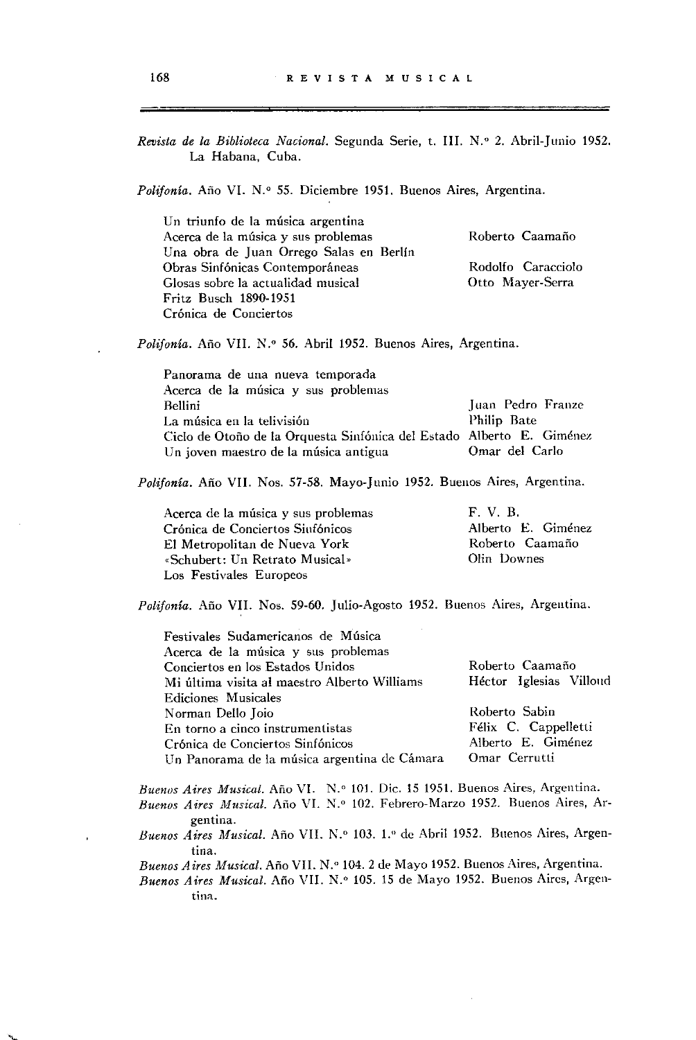*Revista de la Biblioteca Nacional.* Segunda Serie, t. III. N.° 2. Abril-Junio 1952. La Habana, Cuba.

*Polifonía.* Año VI. N.° 55. Diciembre 1951. Buenos Aires, Argentina.

| | |
|---|---|
| Un triunfo de la música argentina | |
| Acerca de la música y sus problemas | Roberto Caamaño |
| Una obra de Juan Orrego Salas en Berlín | |
| Obras Sinfónicas Contemporáneas | Rodolfo Caracciolo |
| Glosas sobre la actualidad musical | Otto Mayer-Serra |
| Fritz Busch 1890-1951 | |
| Crónica de Conciertos | |

*Polifonía.* Año VII. N.° 56. Abril 1952. Buenos Aires, Argentina.

| | |
|---|---|
| Panorama de una nueva temporada | |
| Acerca de la música y sus problemas | |
| Bellini | Juan Pedro Franze |
| La música en la telivisión | Philip Bate |
| Ciclo de Otoño de la Orquesta Sinfónica del Estado | Alberto E. Giménez |
| Un joven maestro de la música antigua | Omar del Carlo |

*Polifonía.* Año VII. Nos. 57-58. Mayo-Junio 1952. Buenos Aires, Argentina.

| | |
|---|---|
| Acerca de la música y sus problemas | F. V. B. |
| Crónica de Conciertos Sinfónicos | Alberto E. Giménez |
| El Metropolitan de Nueva York | Roberto Caamaño |
| «Schubert: Un Retrato Musical» | Olin Downes |
| Los Festivales Europeos | |

*Polifonía.* Año VII. Nos. 59-60. Julio-Agosto 1952. Buenos Aires, Argentina.

| | |
|---|---|
| Festivales Sudamericanos de Música | |
| Acerca de la música y sus problemas | |
| Conciertos en los Estados Unidos | Roberto Caamaño |
| Mi última visita al maestro Alberto Williams | Héctor Iglesias Villoud |
| Ediciones Musicales | |
| Norman Dello Joio | Roberto Sabin |
| En torno a cinco instrumentistas | Félix C. Cappelletti |
| Crónica de Conciertos Sinfónicos | Alberto E. Giménez |
| Un Panorama de la música argentina de Cámara | Omar Cerrutti |

*Buenos Aires Musical.* Año VI. N.° 101. Dic. 15 1951. Buenos Aires, Argentina.

*Buenos Aires Musical.* Año VI. N.° 102. Febrero-Marzo 1952. Buenos Aires, Argentina.

*Buenos Aires Musical.* Año VII. N.° 103. 1.° de Abril 1952. Buenos Aires, Argentina.

*Buenos Aires Musical.* Año VII. N.° 104. 2 de Mayo 1952. Buenos Aires, Argentina.

*Buenos Aires Musical.* Año VII. N.° 105. 15 de Mayo 1952. Buenos Aires, Argentina.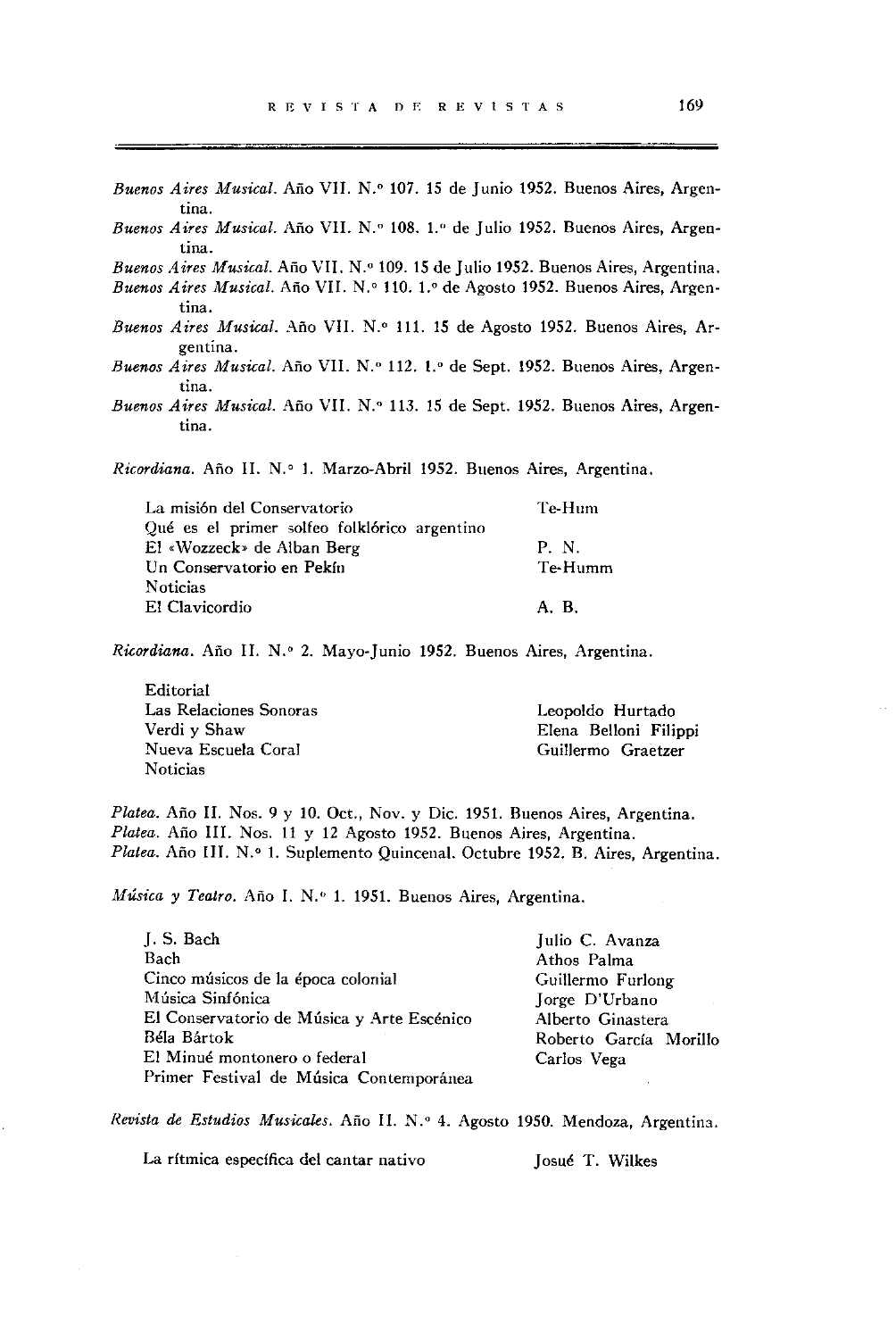*Buenos Aires Musical.* Año VII. N.° 107. 15 de Junio 1952. Buenos Aires, Argentina.

*Buenos Aires Musical.* Año VII. N.° 108. 1.° de Julio 1952. Buenos Aires, Argentina.

*Buenos Aires Musical.* Año VII. N.° 109. 15 de Julio 1952. Buenos Aires, Argentina.

*Buenos Aires Musical.* Año VII. N.° 110. 1.° de Agosto 1952. Buenos Aires, Argentina.

*Buenos Aires Musical.* Año VII. N.° 111. 15 de Agosto 1952. Buenos Aires, Argentina.

*Buenos Aires Musical.* Año VII. N.° 112. 1.° de Sept. 1952. Buenos Aires, Argentina.

*Buenos Aires Musical.* Año VII. N.° 113. 15 de Sept. 1952. Buenos Aires, Argentina.

*Ricordiana.* Año II. N.° 1. Marzo-Abril 1952. Buenos Aires, Argentina.

| | |
|---|---|
| La misión del Conservatorio | Te-Hum |
| Qué es el primer solfeo folklórico argentino | |
| El «Wozzeck» de Alban Berg | P. N. |
| Un Conservatorio en Pekín | Te-Humm |
| Noticias | |
| El Clavicordio | A. B. |

*Ricordiana.* Año II. N.° 2. Mayo-Junio 1952. Buenos Aires, Argentina.

| | |
|---|---|
| Editorial | |
| Las Relaciones Sonoras | Leopoldo Hurtado |
| Verdi y Shaw | Elena Belloni Filippi |
| Nueva Escuela Coral | Guillermo Graetzer |
| Noticias | |

*Platea.* Año II. Nos. 9 y 10. Oct., Nov. y Dic. 1951. Buenos Aires, Argentina.

*Platea.* Año III. Nos. 11 y 12 Agosto 1952. Buenos Aires, Argentina.

*Platea.* Año III. N.° 1. Suplemento Quincenal. Octubre 1952. B. Aires, Argentina.

*Música y Teatro.* Año I. N.° 1. 1951. Buenos Aires, Argentina.

| | |
|---|---|
| J. S. Bach | Julio C. Avanza |
| Bach | Athos Palma |
| Cinco músicos de la época colonial | Guillermo Furlong |
| Música Sinfónica | Jorge D'Urbano |
| El Conservatorio de Música y Arte Escénico | Alberto Ginastera |
| Béla Bártok | Roberto García Morillo |
| El Minué montonero o federal | Carlos Vega |
| Primer Festival de Música Contemporánea | |

*Revista de Estudios Musicales.* Año II. N.° 4. Agosto 1950. Mendoza, Argentina.

| | |
|---|---|
| La rítmica específica del cantar nativo | Josué T. Wilkes |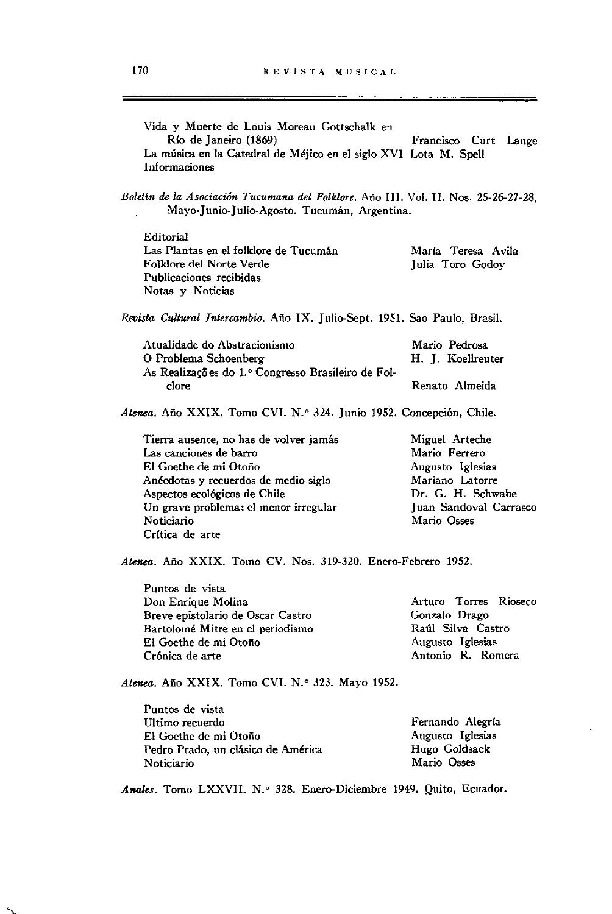| | |
|---|---|
| Vida y Muerte de Louis Moreau Gottschalk en Río de Janeiro (1869) | Francisco Curt Lange |
| La música en la Catedral de Méjico en el siglo XVI | Lota M. Spell |
| Informaciones | |

*Boletín de la Asociación Tucumana del Folklore.* Año III. Vol. II. Nos. 25-26-27-28, Mayo-Junio-Julio-Agosto. Tucumán, Argentina.

| | |
|---|---|
| Editorial | |
| Las Plantas en el folklore de Tucumán | María Teresa Avila |
| Folklore del Norte Verde | Julia Toro Godoy |
| Publicaciones recibidas | |
| Notas y Noticias | |

*Revista Cultural Intercambio.* Año IX. Julio-Sept. 1951. Sao Paulo, Brasil.

| | |
|---|---|
| Atualidade do Abstracionismo | Mario Pedrosa |
| O Problema Schoenberg | H. J. Koellreuter |
| As Realizações do 1.° Congresso Brasileiro de Folclore | Renato Almeida |

*Atenea.* Año XXIX. Tomo CVI. N.° 324. Junio 1952. Concepción, Chile.

| | |
|---|---|
| Tierra ausente, no has de volver jamás | Miguel Arteche |
| Las canciones de barro | Mario Ferrero |
| El Goethe de mi Otoño | Augusto Iglesias |
| Anécdotas y recuerdos de medio siglo | Mariano Latorre |
| Aspectos ecológicos de Chile | Dr. G. H. Schwabe |
| Un grave problema: el menor irregular | Juan Sandoval Carrasco |
| Noticiario | Mario Osses |
| Crítica de arte | |

*Atenea.* Año XXIX. Tomo CV. Nos. 319-320. Enero-Febrero 1952.

| | |
|---|---|
| Puntos de vista | |
| Don Enrique Molina | Arturo Torres Rioseco |
| Breve epistolario de Oscar Castro | Gonzalo Drago |
| Bartolomé Mitre en el periodismo | Raúl Silva Castro |
| El Goethe de mi Otoño | Augusto Iglesias |
| Crónica de arte | Antonio R. Romera |

*Atenea.* Año XXIX. Tomo CVI. N.° 323. Mayo 1952.

| | |
|---|---|
| Puntos de vista | |
| Ultimo recuerdo | Fernando Alegría |
| El Goethe de mi Otoño | Augusto Iglesias |
| Pedro Prado, un clásico de América | Hugo Goldsack |
| Noticiario | Mario Osses |

*Anales.* Tomo LXXVII. N.° 328. Enero-Diciembre 1949. Quito, Ecuador.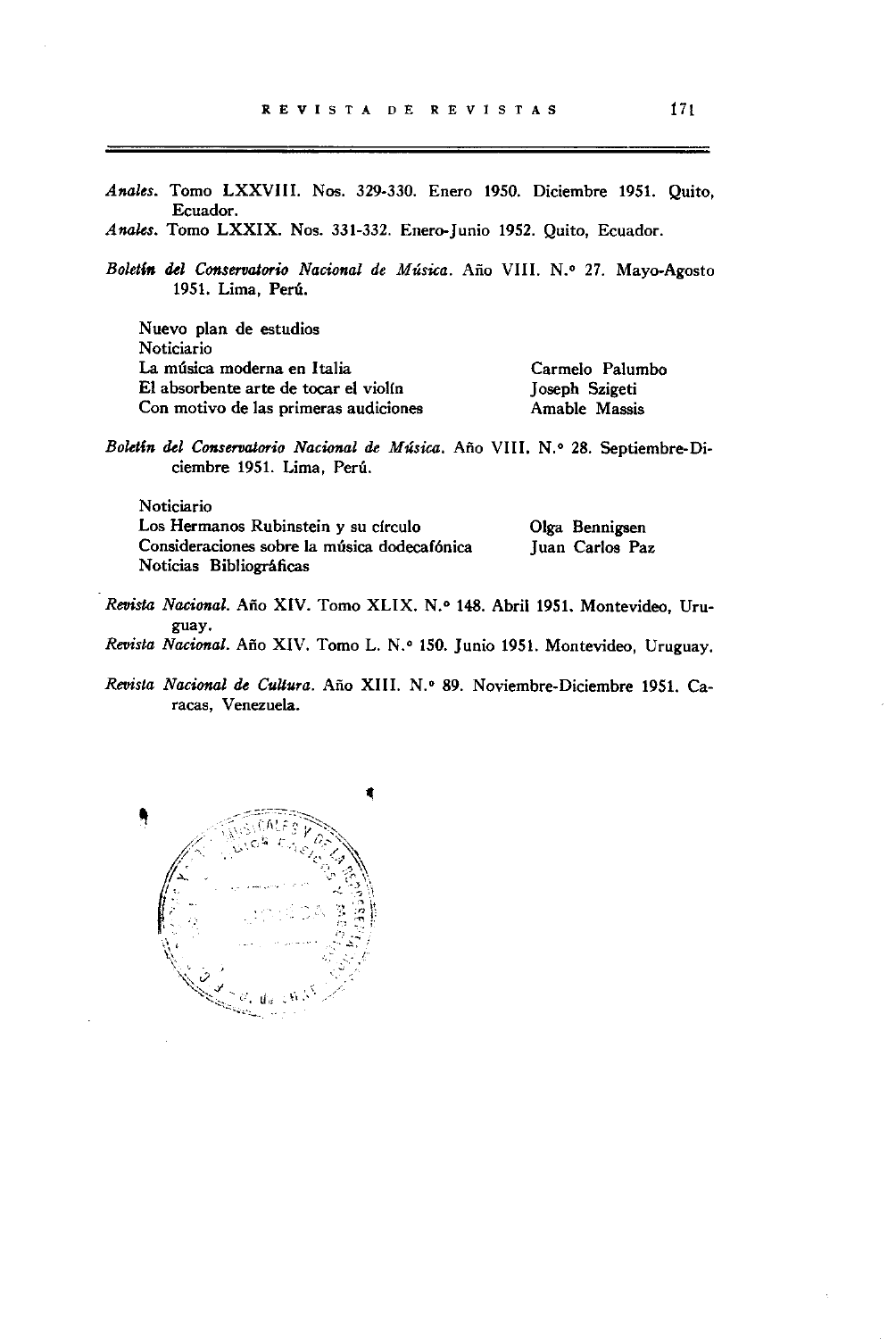*Anales*. Tomo LXXVIII. Nos. 329-330. Enero 1950. Diciembre 1951. Quito, Ecuador.

*Anales*. Tomo LXXIX. Nos. 331-332. Enero-Junio 1952. Quito, Ecuador.

*Boletín del Conservatorio Nacional de Música*. Año VIII. N.° 27. Mayo-Agosto 1951. Lima, Perú.

| | |
|---|---|
| Nuevo plan de estudios | |
| Noticiario | |
| La música moderna en Italia | Carmelo Palumbo |
| El absorbente arte de tocar el violín | Joseph Szigeti |
| Con motivo de las primeras audiciones | Amable Massis |

*Boletín del Conservatorio Nacional de Música*. Año VIII. N.° 28. Septiembre-Diciembre 1951. Lima, Perú.

| | |
|---|---|
| Noticiario | |
| Los Hermanos Rubinstein y su círculo | Olga Bennigsen |
| Consideraciones sobre la música dodecafónica | Juan Carlos Paz |
| Noticias Bibliográficas | |

*Revista Nacional*. Año XIV. Tomo XLIX. N.° 148. Abril 1951. Montevideo, Uruguay.

*Revista Nacional*. Año XIV. Tomo L. N.° 150. Junio 1951. Montevideo, Uruguay.

*Revista Nacional de Cultura*. Año XIII. N.° 89. Noviembre-Diciembre 1951. Caracas, Venezuela.